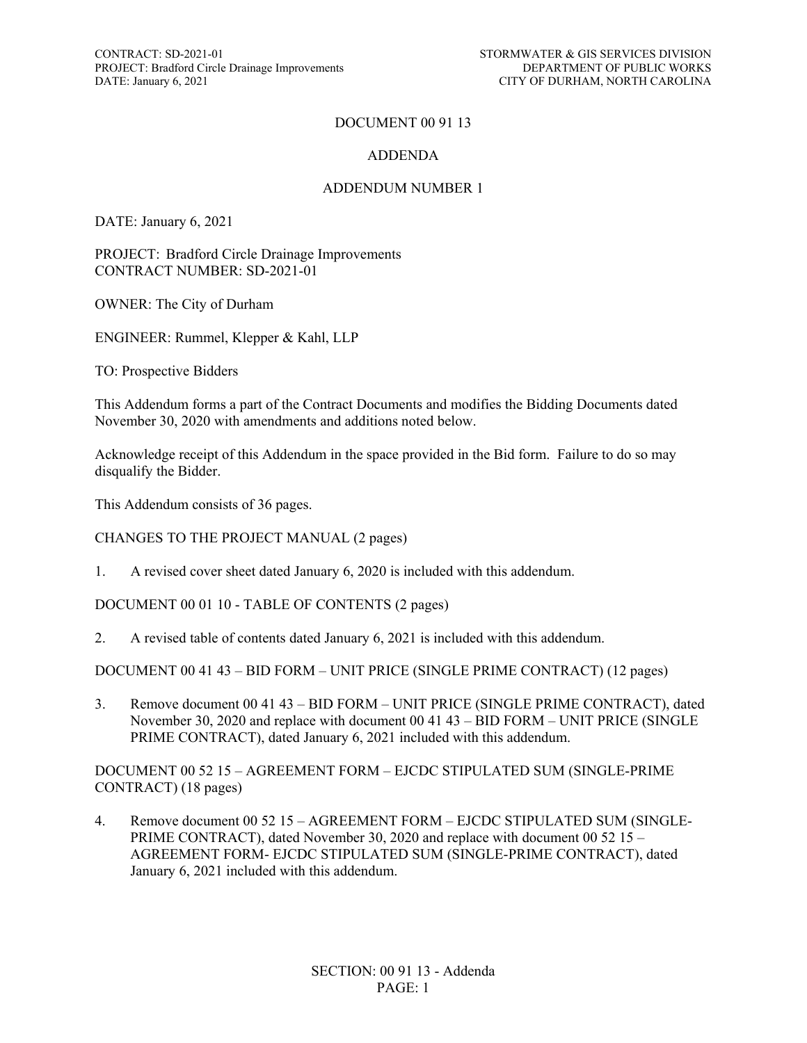# DOCUMENT 00 91 13

## ADDENDA

## ADDENDUM NUMBER 1

DATE: January 6, 2021

PROJECT: Bradford Circle Drainage Improvements
CONTRACT NUMBER: SD-2021-01

OWNER: The City of Durham

ENGINEER: Rummel, Klepper & Kahl, LLP

TO: Prospective Bidders

This Addendum forms a part of the Contract Documents and modifies the Bidding Documents dated November 30, 2020 with amendments and additions noted below.

Acknowledge receipt of this Addendum in the space provided in the Bid form. Failure to do so may disqualify the Bidder.

This Addendum consists of 36 pages.

CHANGES TO THE PROJECT MANUAL (2 pages)

1. A revised cover sheet dated January 6, 2020 is included with this addendum.

DOCUMENT 00 01 10 - TABLE OF CONTENTS (2 pages)

2. A revised table of contents dated January 6, 2021 is included with this addendum.

DOCUMENT 00 41 43 – BID FORM – UNIT PRICE (SINGLE PRIME CONTRACT) (12 pages)

3. Remove document 00 41 43 – BID FORM – UNIT PRICE (SINGLE PRIME CONTRACT), dated November 30, 2020 and replace with document 00 41 43 – BID FORM – UNIT PRICE (SINGLE PRIME CONTRACT), dated January 6, 2021 included with this addendum.

DOCUMENT 00 52 15 – AGREEMENT FORM – EJCDC STIPULATED SUM (SINGLE-PRIME CONTRACT) (18 pages)

4. Remove document 00 52 15 – AGREEMENT FORM – EJCDC STIPULATED SUM (SINGLE-PRIME CONTRACT), dated November 30, 2020 and replace with document 00 52 15 – AGREEMENT FORM- EJCDC STIPULATED SUM (SINGLE-PRIME CONTRACT), dated January 6, 2021 included with this addendum.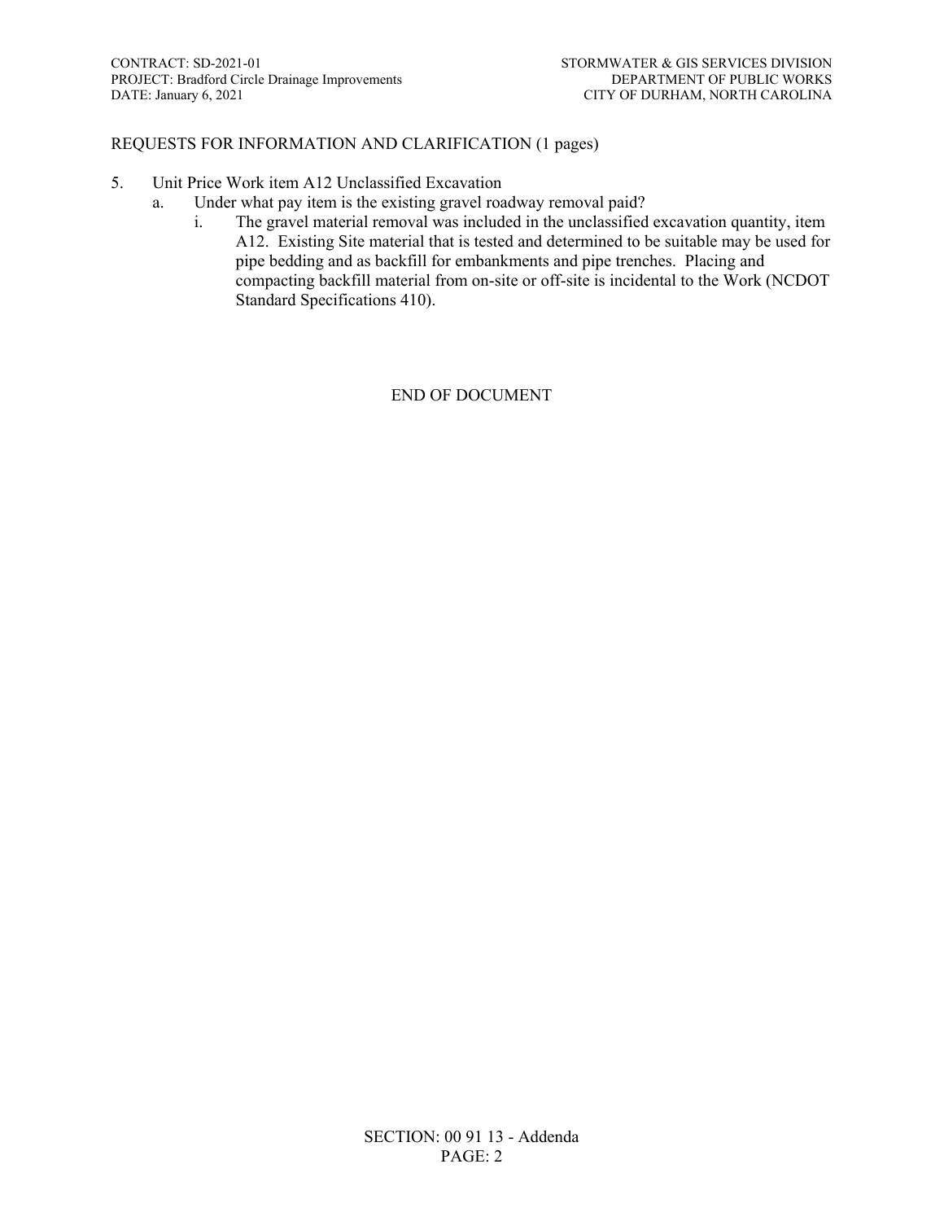REQUESTS FOR INFORMATION AND CLARIFICATION (1 pages)

5. Unit Price Work item A12 Unclassified Excavation
   a. Under what pay item is the existing gravel roadway removal paid?
      i. The gravel material removal was included in the unclassified excavation quantity, item A12. Existing Site material that is tested and determined to be suitable may be used for pipe bedding and as backfill for embankments and pipe trenches. Placing and compacting backfill material from on-site or off-site is incidental to the Work (NCDOT Standard Specifications 410).

END OF DOCUMENT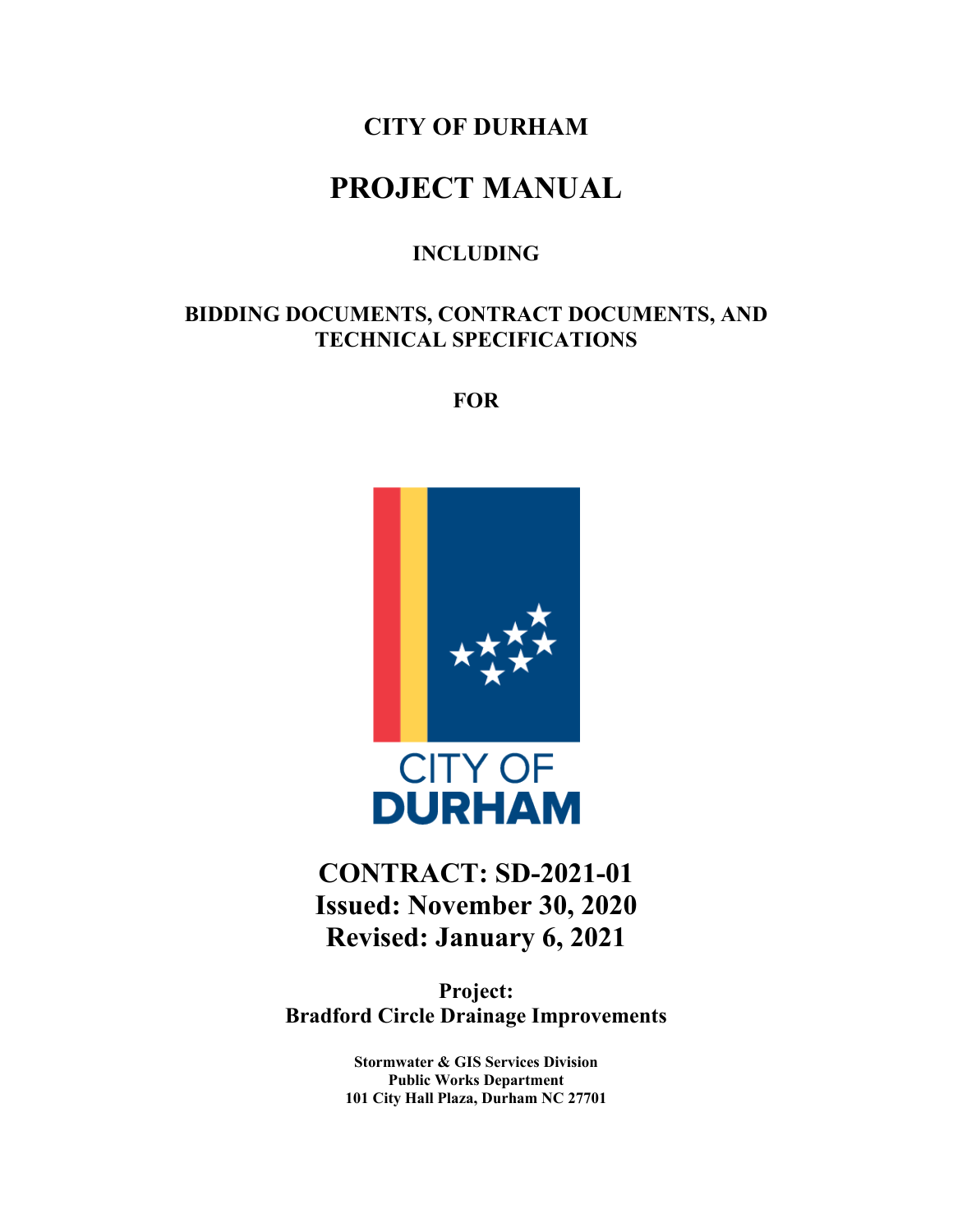# CITY OF DURHAM

# PROJECT MANUAL

## INCLUDING

## BIDDING DOCUMENTS, CONTRACT DOCUMENTS, AND TECHNICAL SPECIFICATIONS

## FOR

CITY OF
**DURHAM**

# CONTRACT: SD-2021-01
# Issued: November 30, 2020
# Revised: January 6, 2021

**Project:**
**Bradford Circle Drainage Improvements**

**Stormwater & GIS Services Division**
**Public Works Department**
**101 City Hall Plaza, Durham NC 27701**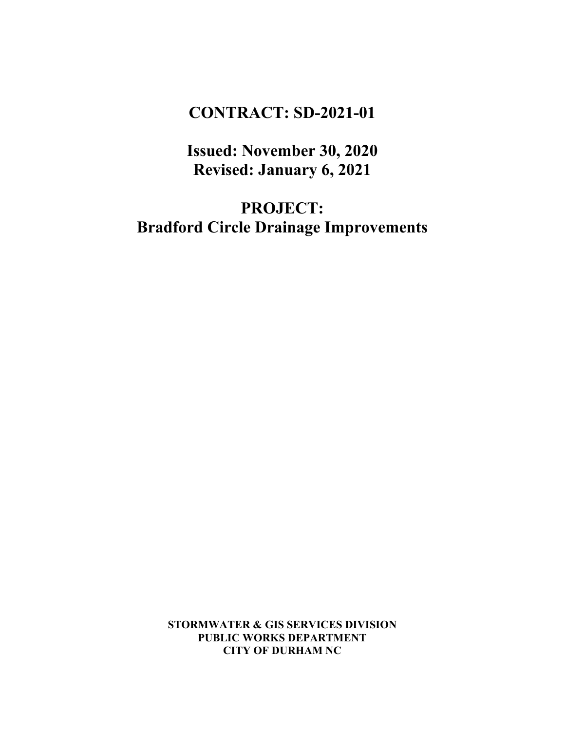# CONTRACT: SD-2021-01

## Issued: November 30, 2020
## Revised: January 6, 2021

# PROJECT:
# Bradford Circle Drainage Improvements

**STORMWATER & GIS SERVICES DIVISION**
**PUBLIC WORKS DEPARTMENT**
**CITY OF DURHAM NC**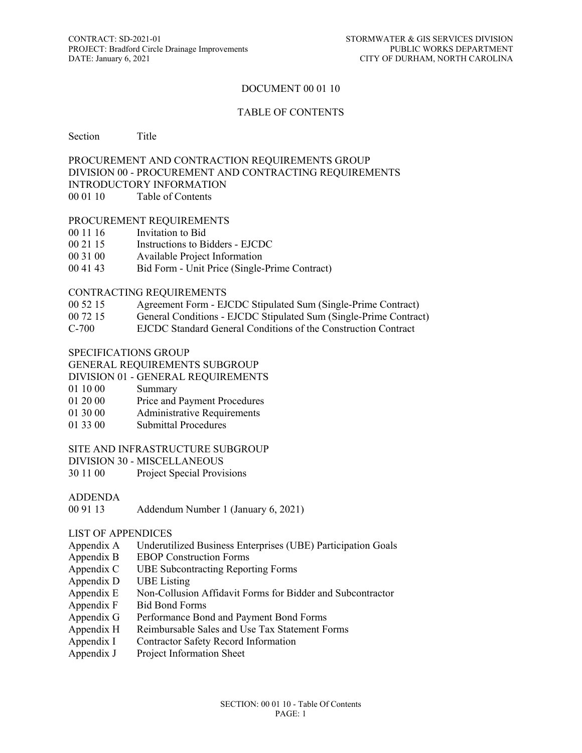# DOCUMENT 00 01 10

## TABLE OF CONTENTS

| Section | Title |
|---|---|

PROCUREMENT AND CONTRACTION REQUIREMENTS GROUP
DIVISION 00 - PROCUREMENT AND CONTRACTING REQUIREMENTS
INTRODUCTORY INFORMATION

| | |
|---|---|
| 00 01 10 | Table of Contents |

PROCUREMENT REQUIREMENTS

| | |
|---|---|
| 00 11 16 | Invitation to Bid |
| 00 21 15 | Instructions to Bidders - EJCDC |
| 00 31 00 | Available Project Information |
| 00 41 43 | Bid Form - Unit Price (Single-Prime Contract) |

CONTRACTING REQUIREMENTS

| | |
|---|---|
| 00 52 15 | Agreement Form - EJCDC Stipulated Sum (Single-Prime Contract) |
| 00 72 15 | General Conditions - EJCDC Stipulated Sum (Single-Prime Contract) |
| C-700 | EJCDC Standard General Conditions of the Construction Contract |

SPECIFICATIONS GROUP
GENERAL REQUIREMENTS SUBGROUP
DIVISION 01 - GENERAL REQUIREMENTS

| | |
|---|---|
| 01 10 00 | Summary |
| 01 20 00 | Price and Payment Procedures |
| 01 30 00 | Administrative Requirements |
| 01 33 00 | Submittal Procedures |

SITE AND INFRASTRUCTURE SUBGROUP
DIVISION 30 - MISCELLANEOUS

| | |
|---|---|
| 30 11 00 | Project Special Provisions |

ADDENDA

| | |
|---|---|
| 00 91 13 | Addendum Number 1 (January 6, 2021) |

LIST OF APPENDICES

| | |
|---|---|
| Appendix A | Underutilized Business Enterprises (UBE) Participation Goals |
| Appendix B | EBOP Construction Forms |
| Appendix C | UBE Subcontracting Reporting Forms |
| Appendix D | UBE Listing |
| Appendix E | Non-Collusion Affidavit Forms for Bidder and Subcontractor |
| Appendix F | Bid Bond Forms |
| Appendix G | Performance Bond and Payment Bond Forms |
| Appendix H | Reimbursable Sales and Use Tax Statement Forms |
| Appendix I | Contractor Safety Record Information |
| Appendix J | Project Information Sheet |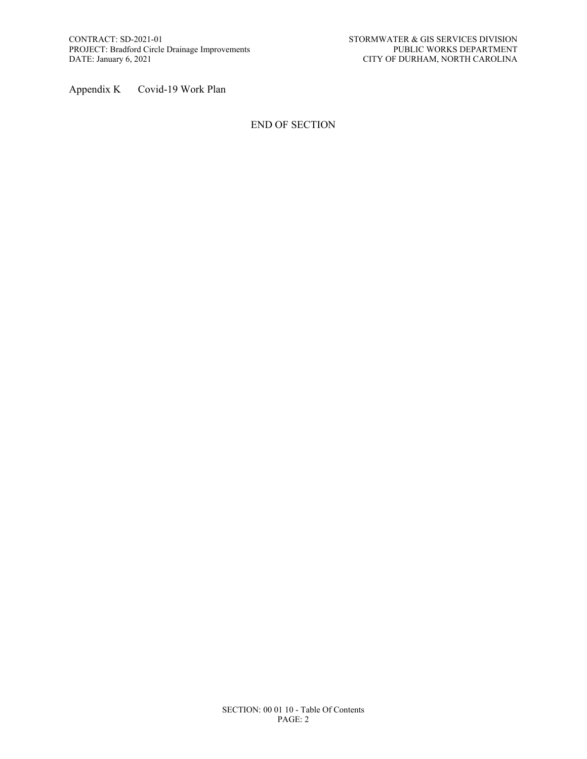Appendix K	Covid-19 Work Plan

END OF SECTION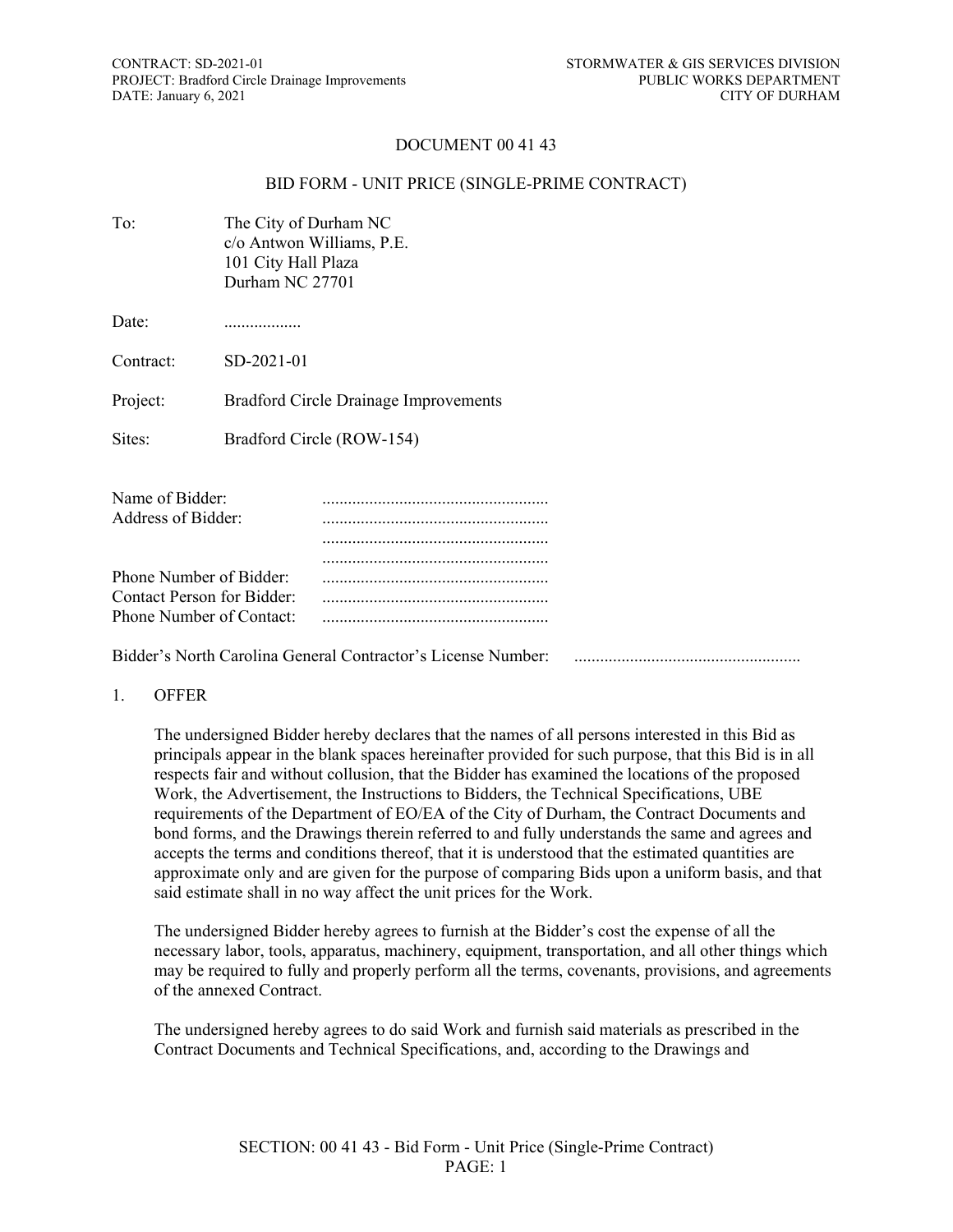# DOCUMENT 00 41 43

## BID FORM - UNIT PRICE (SINGLE-PRIME CONTRACT)

To: The City of Durham NC
c/o Antwon Williams, P.E.
101 City Hall Plaza
Durham NC 27701

Date: ..................

Contract: SD-2021-01

Project: Bradford Circle Drainage Improvements

Sites: Bradford Circle (ROW-154)

Name of Bidder: ....................................................
Address of Bidder: ....................................................
....................................................
....................................................
Phone Number of Bidder: ....................................................
Contact Person for Bidder: ....................................................
Phone Number of Contact: ....................................................

Bidder's North Carolina General Contractor's License Number: ....................................................

1. OFFER

The undersigned Bidder hereby declares that the names of all persons interested in this Bid as principals appear in the blank spaces hereinafter provided for such purpose, that this Bid is in all respects fair and without collusion, that the Bidder has examined the locations of the proposed Work, the Advertisement, the Instructions to Bidders, the Technical Specifications, UBE requirements of the Department of EO/EA of the City of Durham, the Contract Documents and bond forms, and the Drawings therein referred to and fully understands the same and agrees and accepts the terms and conditions thereof, that it is understood that the estimated quantities are approximate only and are given for the purpose of comparing Bids upon a uniform basis, and that said estimate shall in no way affect the unit prices for the Work.

The undersigned Bidder hereby agrees to furnish at the Bidder's cost the expense of all the necessary labor, tools, apparatus, machinery, equipment, transportation, and all other things which may be required to fully and properly perform all the terms, covenants, provisions, and agreements of the annexed Contract.

The undersigned hereby agrees to do said Work and furnish said materials as prescribed in the Contract Documents and Technical Specifications, and, according to the Drawings and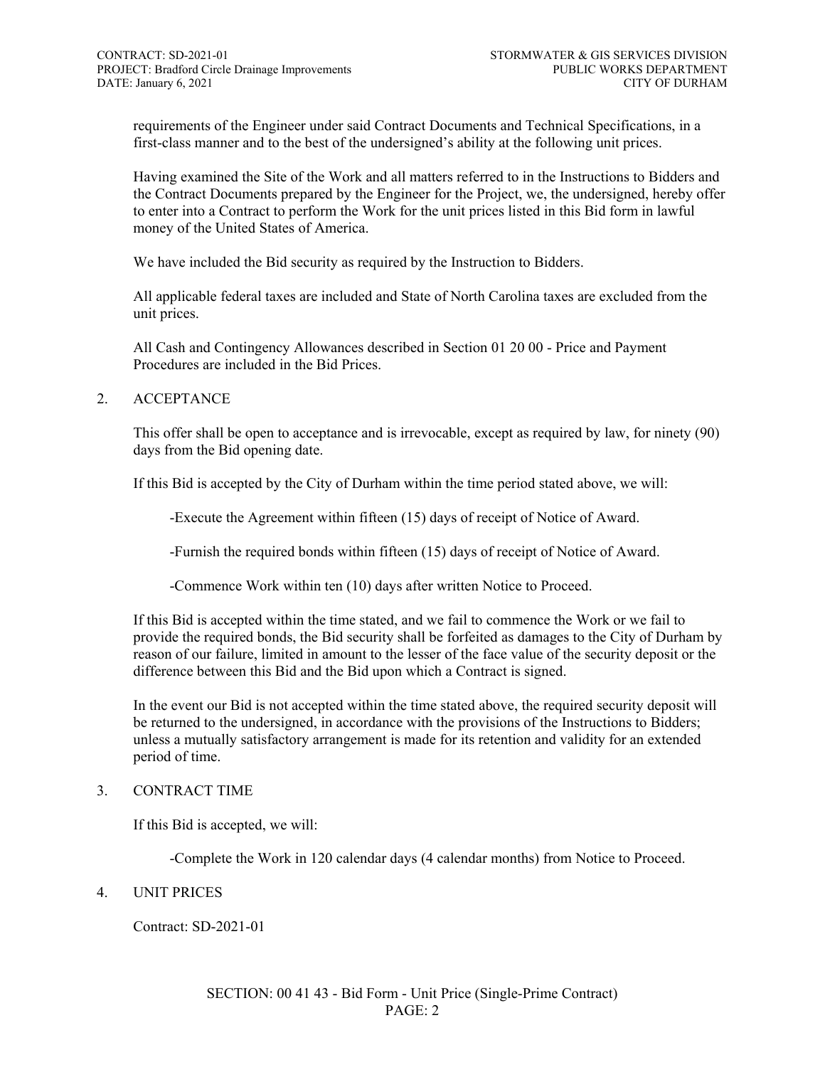requirements of the Engineer under said Contract Documents and Technical Specifications, in a first-class manner and to the best of the undersigned's ability at the following unit prices.

Having examined the Site of the Work and all matters referred to in the Instructions to Bidders and the Contract Documents prepared by the Engineer for the Project, we, the undersigned, hereby offer to enter into a Contract to perform the Work for the unit prices listed in this Bid form in lawful money of the United States of America.

We have included the Bid security as required by the Instruction to Bidders.

All applicable federal taxes are included and State of North Carolina taxes are excluded from the unit prices.

All Cash and Contingency Allowances described in Section 01 20 00 - Price and Payment Procedures are included in the Bid Prices.

## 2. ACCEPTANCE

This offer shall be open to acceptance and is irrevocable, except as required by law, for ninety (90) days from the Bid opening date.

If this Bid is accepted by the City of Durham within the time period stated above, we will:

-Execute the Agreement within fifteen (15) days of receipt of Notice of Award.

-Furnish the required bonds within fifteen (15) days of receipt of Notice of Award.

-Commence Work within ten (10) days after written Notice to Proceed.

If this Bid is accepted within the time stated, and we fail to commence the Work or we fail to provide the required bonds, the Bid security shall be forfeited as damages to the City of Durham by reason of our failure, limited in amount to the lesser of the face value of the security deposit or the difference between this Bid and the Bid upon which a Contract is signed.

In the event our Bid is not accepted within the time stated above, the required security deposit will be returned to the undersigned, in accordance with the provisions of the Instructions to Bidders; unless a mutually satisfactory arrangement is made for its retention and validity for an extended period of time.

## 3. CONTRACT TIME

If this Bid is accepted, we will:

-Complete the Work in 120 calendar days (4 calendar months) from Notice to Proceed.

## 4. UNIT PRICES

Contract: SD-2021-01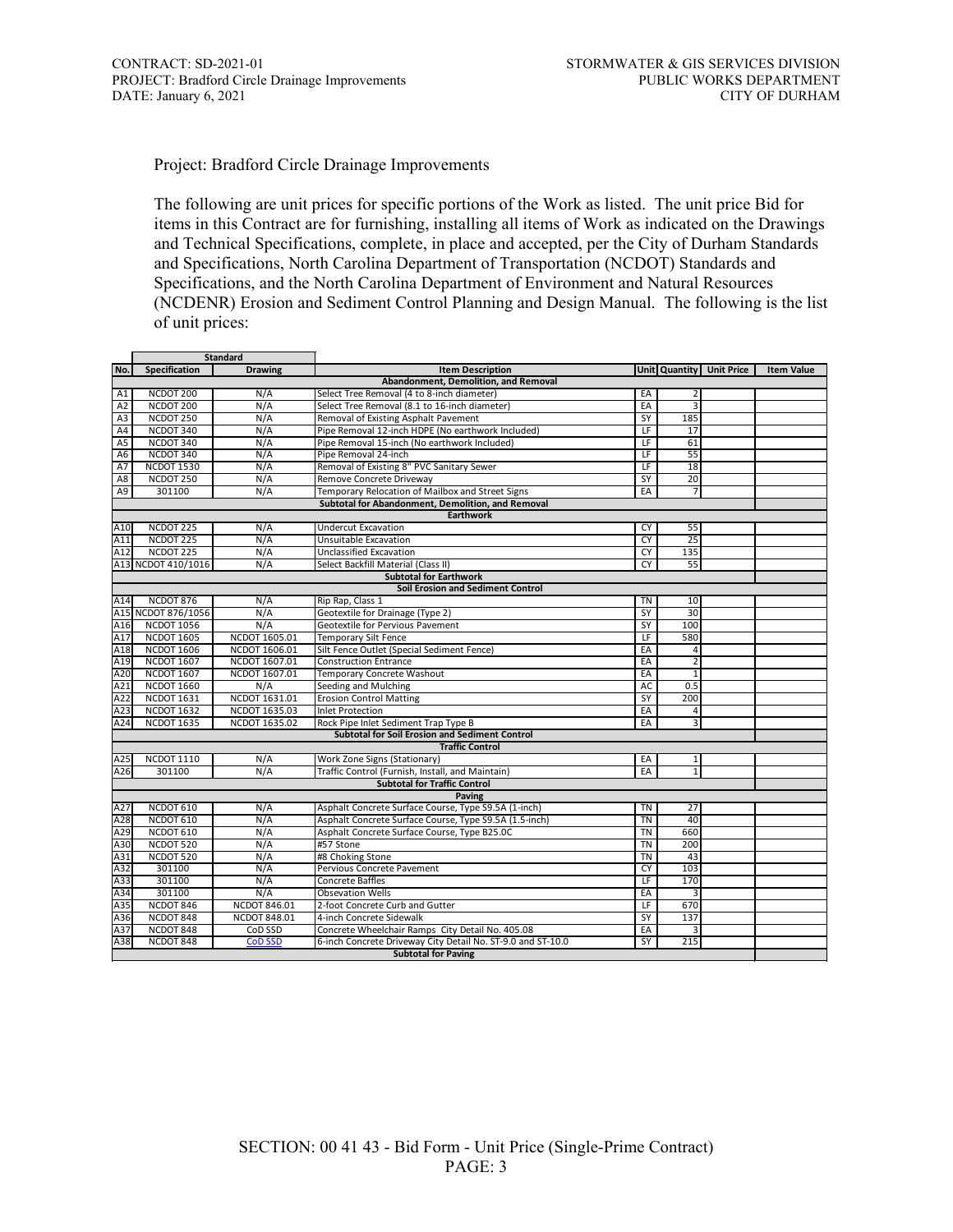Project: Bradford Circle Drainage Improvements

The following are unit prices for specific portions of the Work as listed. The unit price Bid for items in this Contract are for furnishing, installing all items of Work as indicated on the Drawings and Technical Specifications, complete, in place and accepted, per the City of Durham Standards and Specifications, North Carolina Department of Transportation (NCDOT) Standards and Specifications, and the North Carolina Department of Environment and Natural Resources (NCDENR) Erosion and Sediment Control Planning and Design Manual. The following is the list of unit prices:

| | Standard | | | | | | |
|---|---|---|---|---|---|---|---|
| No. | Specification | Drawing | Item Description | Unit | Quantity | Unit Price | Item Value |
| | | | **Abandonment, Demolition, and Removal** | | | | |
| A1 | NCDOT 200 | N/A | Select Tree Removal (4 to 8-inch diameter) | EA | 2 | | |
| A2 | NCDOT 200 | N/A | Select Tree Removal (8.1 to 16-inch diameter) | EA | 3 | | |
| A3 | NCDOT 250 | N/A | Removal of Existing Asphalt Pavement | SY | 185 | | |
| A4 | NCDOT 340 | N/A | Pipe Removal 12-inch HDPE (No earthwork Included) | LF | 17 | | |
| A5 | NCDOT 340 | N/A | Pipe Removal 15-inch (No earthwork Included) | LF | 61 | | |
| A6 | NCDOT 340 | N/A | Pipe Removal 24-inch | LF | 55 | | |
| A7 | NCDOT 1530 | N/A | Removal of Existing 8" PVC Sanitary Sewer | LF | 18 | | |
| A8 | NCDOT 250 | N/A | Remove Concrete Driveway | SY | 20 | | |
| A9 | 301100 | N/A | Temporary Relocation of Mailbox and Street Signs | EA | 7 | | |
| | | | **Subtotal for Abandonment, Demolition, and Removal** | | | | |
| | | | **Earthwork** | | | | |
| A10 | NCDOT 225 | N/A | Undercut Excavation | CY | 55 | | |
| A11 | NCDOT 225 | N/A | Unsuitable Excavation | CY | 25 | | |
| A12 | NCDOT 225 | N/A | Unclassified Excavation | CY | 135 | | |
| A13 | NCDOT 410/1016 | N/A | Select Backfill Material (Class II) | CY | 55 | | |
| | | | **Subtotal for Earthwork** | | | | |
| | | | **Soil Erosion and Sediment Control** | | | | |
| A14 | NCDOT 876 | N/A | Rip Rap, Class 1 | TN | 10 | | |
| A15 | NCDOT 876/1056 | N/A | Geotextile for Drainage (Type 2) | SY | 30 | | |
| A16 | NCDOT 1056 | N/A | Geotextile for Pervious Pavement | SY | 100 | | |
| A17 | NCDOT 1605 | NCDOT 1605.01 | Temporary Silt Fence | LF | 580 | | |
| A18 | NCDOT 1606 | NCDOT 1606.01 | Silt Fence Outlet (Special Sediment Fence) | EA | 4 | | |
| A19 | NCDOT 1607 | NCDOT 1607.01 | Construction Entrance | EA | 2 | | |
| A20 | NCDOT 1607 | NCDOT 1607.01 | Temporary Concrete Washout | EA | 1 | | |
| A21 | NCDOT 1660 | N/A | Seeding and Mulching | AC | 0.5 | | |
| A22 | NCDOT 1631 | NCDOT 1631.01 | Erosion Control Matting | SY | 200 | | |
| A23 | NCDOT 1632 | NCDOT 1635.03 | Inlet Protection | EA | 4 | | |
| A24 | NCDOT 1635 | NCDOT 1635.02 | Rock Pipe Inlet Sediment Trap Type B | EA | 3 | | |
| | | | **Subtotal for Soil Erosion and Sediment Control** | | | | |
| | | | **Traffic Control** | | | | |
| A25 | NCDOT 1110 | N/A | Work Zone Signs (Stationary) | EA | 1 | | |
| A26 | 301100 | N/A | Traffic Control (Furnish, Install, and Maintain) | EA | 1 | | |
| | | | **Subtotal for Traffic Control** | | | | |
| | | | **Paving** | | | | |
| A27 | NCDOT 610 | N/A | Asphalt Concrete Surface Course, Type S9.5A (1-inch) | TN | 27 | | |
| A28 | NCDOT 610 | N/A | Asphalt Concrete Surface Course, Type S9.5A (1.5-inch) | TN | 40 | | |
| A29 | NCDOT 610 | N/A | Asphalt Concrete Surface Course, Type B25.0C | TN | 660 | | |
| A30 | NCDOT 520 | N/A | #57 Stone | TN | 200 | | |
| A31 | NCDOT 520 | N/A | #8 Choking Stone | TN | 43 | | |
| A32 | 301100 | N/A | Pervious Concrete Pavement | CY | 103 | | |
| A33 | 301100 | N/A | Concrete Baffles | LF | 170 | | |
| A34 | 301100 | N/A | Obsevation Wells | EA | 3 | | |
| A35 | NCDOT 846 | NCDOT 846.01 | 2-foot Concrete Curb and Gutter | LF | 670 | | |
| A36 | NCDOT 848 | NCDOT 848.01 | 4-inch Concrete Sidewalk | SY | 137 | | |
| A37 | NCDOT 848 | CoD SSD | Concrete Wheelchair Ramps City Detail No. 405.08 | EA | 3 | | |
| A38 | NCDOT 848 | CoD SSD | 6-inch Concrete Driveway City Detail No. ST-9.0 and ST-10.0 | SY | 215 | | |
| | | | **Subtotal for Paving** | | | | |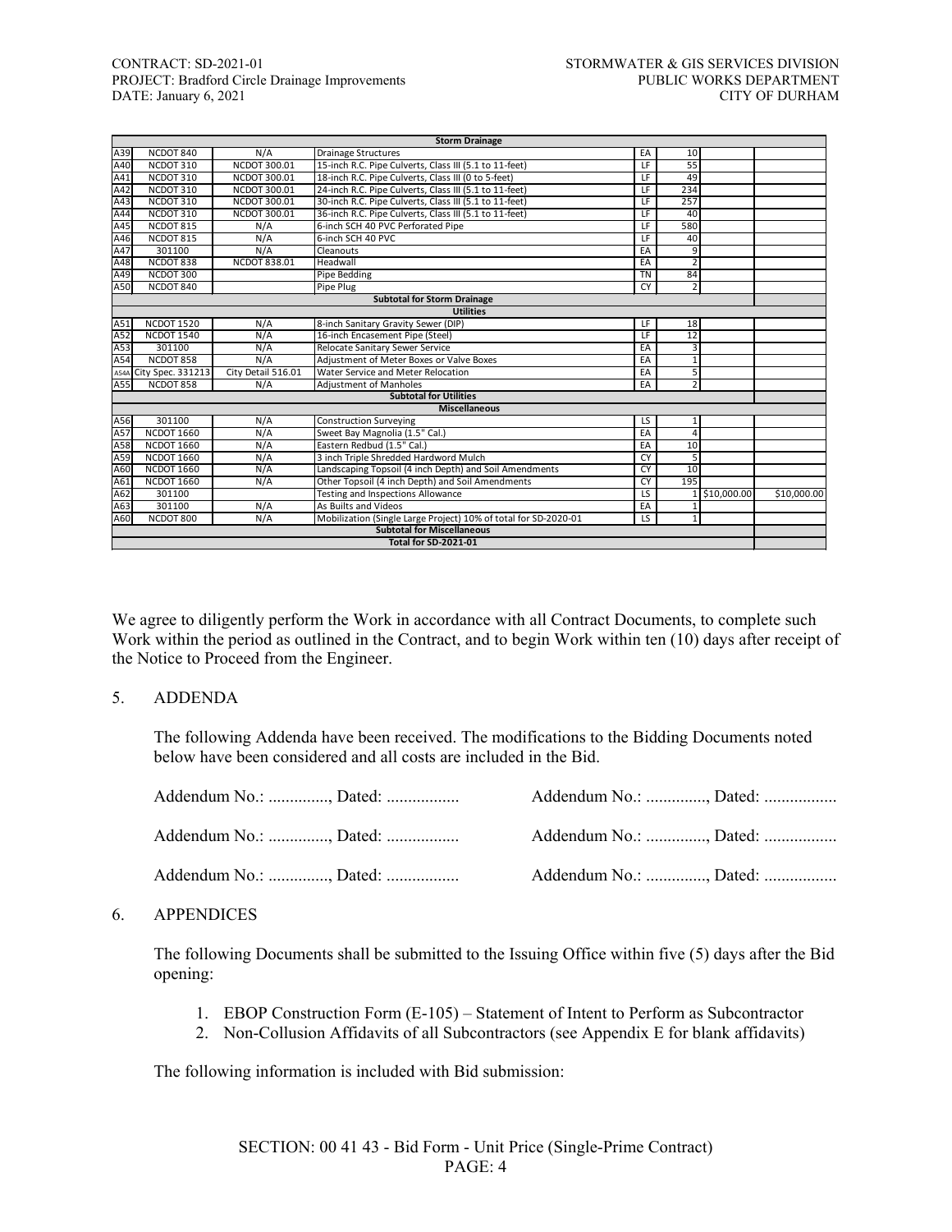| | | | Storm Drainage | | | | |
|---|---|---|---|---|---|---|---|
| A39 | NCDOT 840 | N/A | Drainage Structures | EA | 10 | | |
| A40 | NCDOT 310 | NCDOT 300.01 | 15-inch R.C. Pipe Culverts, Class III (5.1 to 11-feet) | LF | 55 | | |
| A41 | NCDOT 310 | NCDOT 300.01 | 18-inch R.C. Pipe Culverts, Class III (0 to 5-feet) | LF | 49 | | |
| A42 | NCDOT 310 | NCDOT 300.01 | 24-inch R.C. Pipe Culverts, Class III (5.1 to 11-feet) | LF | 234 | | |
| A43 | NCDOT 310 | NCDOT 300.01 | 30-inch R.C. Pipe Culverts, Class III (5.1 to 11-feet) | LF | 257 | | |
| A44 | NCDOT 310 | NCDOT 300.01 | 36-inch R.C. Pipe Culverts, Class III (5.1 to 11-feet) | LF | 40 | | |
| A45 | NCDOT 815 | N/A | 6-inch SCH 40 PVC Perforated Pipe | LF | 580 | | |
| A46 | NCDOT 815 | N/A | 6-inch SCH 40 PVC | LF | 40 | | |
| A47 | 301100 | N/A | Cleanouts | EA | 9 | | |
| A48 | NCDOT 838 | NCDOT 838.01 | Headwall | EA | 2 | | |
| A49 | NCDOT 300 | | Pipe Bedding | TN | 84 | | |
| A50 | NCDOT 840 | | Pipe Plug | CY | 2 | | |
| | | | Subtotal for Storm Drainage | | | | |
| | | | Utilities | | | | |
| A51 | NCDOT 1520 | N/A | 8-inch Sanitary Gravity Sewer (DIP) | LF | 18 | | |
| A52 | NCDOT 1540 | N/A | 16-inch Encasement Pipe (Steel) | LF | 12 | | |
| A53 | 301100 | N/A | Relocate Sanitary Sewer Service | EA | 3 | | |
| A54 | NCDOT 858 | N/A | Adjustment of Meter Boxes or Valve Boxes | EA | 1 | | |
| A54A | City Spec. 331213 | City Detail 516.01 | Water Service and Meter Relocation | EA | 5 | | |
| A55 | NCDOT 858 | N/A | Adjustment of Manholes | EA | 2 | | |
| | | | Subtotal for Utilities | | | | |
| | | | Miscellaneous | | | | |
| A56 | 301100 | N/A | Construction Surveying | LS | 1 | | |
| A57 | NCDOT 1660 | N/A | Sweet Bay Magnolia (1.5" Cal.) | EA | 4 | | |
| A58 | NCDOT 1660 | N/A | Eastern Redbud (1.5" Cal.) | EA | 10 | | |
| A59 | NCDOT 1660 | N/A | 3 inch Triple Shredded Hardword Mulch | CY | 5 | | |
| A60 | NCDOT 1660 | N/A | Landscaping Topsoil (4 inch Depth) and Soil Amendments | CY | 10 | | |
| A61 | NCDOT 1660 | N/A | Other Topsoil (4 inch Depth) and Soil Amendments | CY | 195 | | |
| A62 | 301100 | | Testing and Inspections Allowance | LS | 1 | $10,000.00 | $10,000.00 |
| A63 | 301100 | N/A | As Builts and Videos | EA | 1 | | |
| A60 | NCDOT 800 | N/A | Mobilization (Single Large Project) 10% of total for SD-2020-01 | LS | 1 | | |
| | | | Subtotal for Miscellaneous | | | | |
| | | | Total for SD-2021-01 | | | | |

We agree to diligently perform the Work in accordance with all Contract Documents, to complete such Work within the period as outlined in the Contract, and to begin Work within ten (10) days after receipt of the Notice to Proceed from the Engineer.

5. ADDENDA

The following Addenda have been received. The modifications to the Bidding Documents noted below have been considered and all costs are included in the Bid.

Addendum No.: .............., Dated: .................     Addendum No.: .............., Dated: .................

Addendum No.: .............., Dated: .................     Addendum No.: .............., Dated: .................

Addendum No.: .............., Dated: .................     Addendum No.: .............., Dated: .................

6. APPENDICES

The following Documents shall be submitted to the Issuing Office within five (5) days after the Bid opening:

1. EBOP Construction Form (E-105) – Statement of Intent to Perform as Subcontractor
2. Non-Collusion Affidavits of all Subcontractors (see Appendix E for blank affidavits)

The following information is included with Bid submission: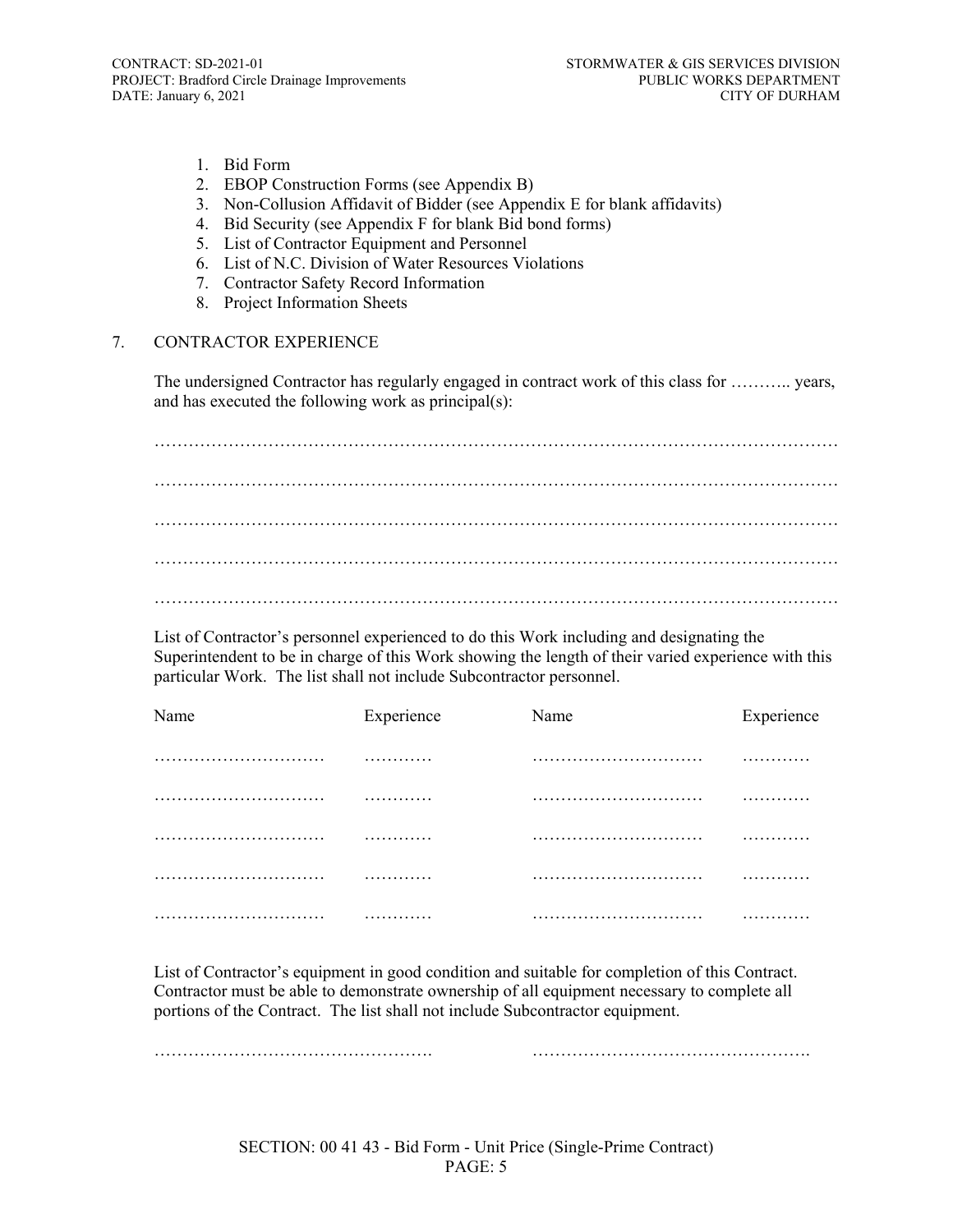1. Bid Form
2. EBOP Construction Forms (see Appendix B)
3. Non-Collusion Affidavit of Bidder (see Appendix E for blank affidavits)
4. Bid Security (see Appendix F for blank Bid bond forms)
5. List of Contractor Equipment and Personnel
6. List of N.C. Division of Water Resources Violations
7. Contractor Safety Record Information
8. Project Information Sheets

7. CONTRACTOR EXPERIENCE

The undersigned Contractor has regularly engaged in contract work of this class for ……….. years, and has executed the following work as principal(s):

…………………………………………………………………………………………………………

…………………………………………………………………………………………………………

…………………………………………………………………………………………………………

…………………………………………………………………………………………………………

…………………………………………………………………………………………………………

List of Contractor's personnel experienced to do this Work including and designating the Superintendent to be in charge of this Work showing the length of their varied experience with this particular Work. The list shall not include Subcontractor personnel.

| Name | Experience | Name | Experience |
|---|---|---|---|
| ………………………… | ………… | ………………………… | ………… |
| ………………………… | ………… | ………………………… | ………… |
| ………………………… | ………… | ………………………… | ………… |
| ………………………… | ………… | ………………………… | ………… |
| ………………………… | ………… | ………………………… | ………… |

List of Contractor's equipment in good condition and suitable for completion of this Contract. Contractor must be able to demonstrate ownership of all equipment necessary to complete all portions of the Contract. The list shall not include Subcontractor equipment.

…………………………………………. ………………………………………….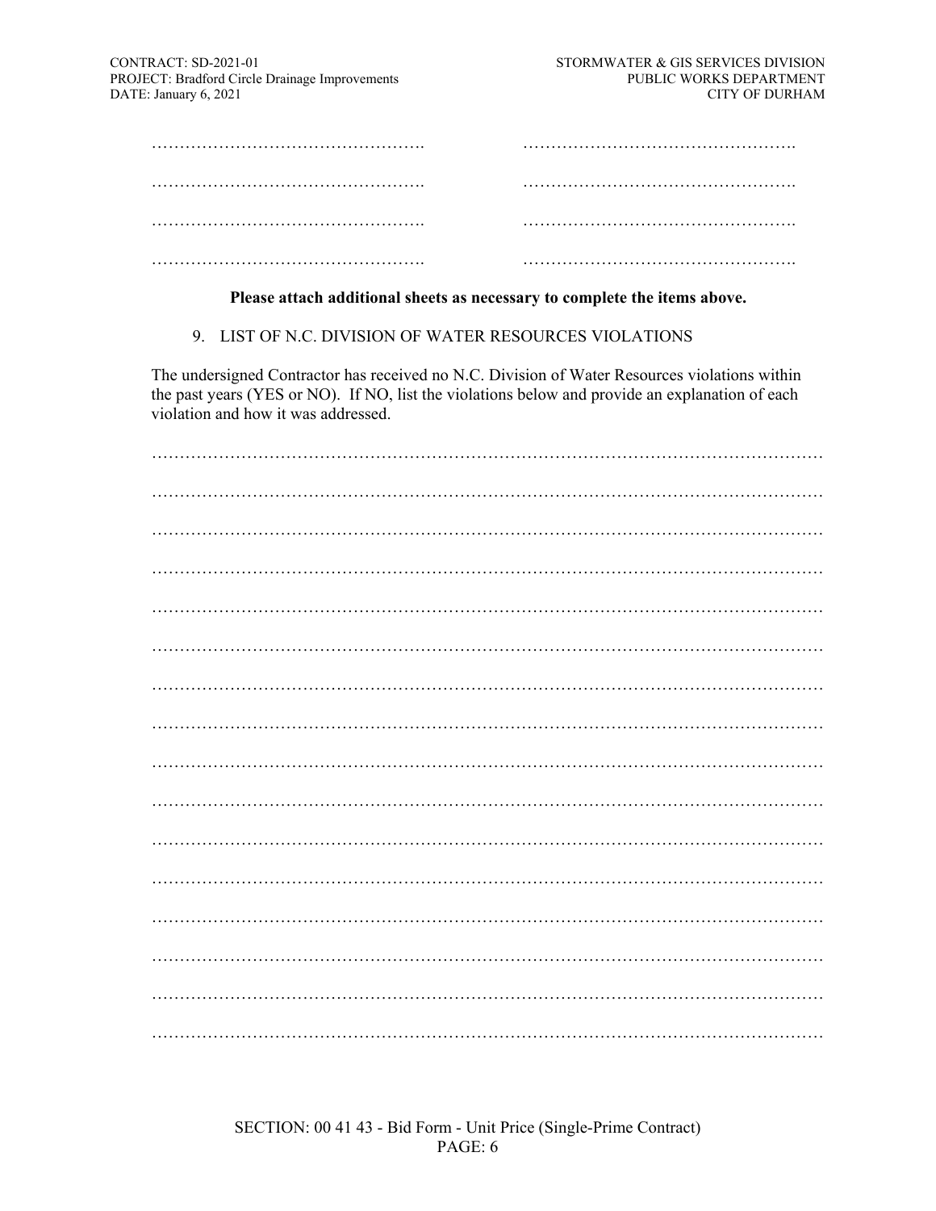……………………………………………. ……………………………………………….

……………………………………………. ……………………………………………….

……………………………………………. ……………………………………………….

……………………………………………. ……………………………………………….

**Please attach additional sheets as necessary to complete the items above.**

9. LIST OF N.C. DIVISION OF WATER RESOURCES VIOLATIONS

The undersigned Contractor has received no N.C. Division of Water Resources violations within the past years (YES or NO). If NO, list the violations below and provide an explanation of each violation and how it was addressed.

……………………………………………………………………………………………………………

……………………………………………………………………………………………………………

……………………………………………………………………………………………………………

……………………………………………………………………………………………………………

……………………………………………………………………………………………………………

……………………………………………………………………………………………………………

……………………………………………………………………………………………………………

……………………………………………………………………………………………………………

……………………………………………………………………………………………………………

……………………………………………………………………………………………………………

……………………………………………………………………………………………………………

……………………………………………………………………………………………………………

……………………………………………………………………………………………………………

……………………………………………………………………………………………………………

……………………………………………………………………………………………………………

……………………………………………………………………………………………………………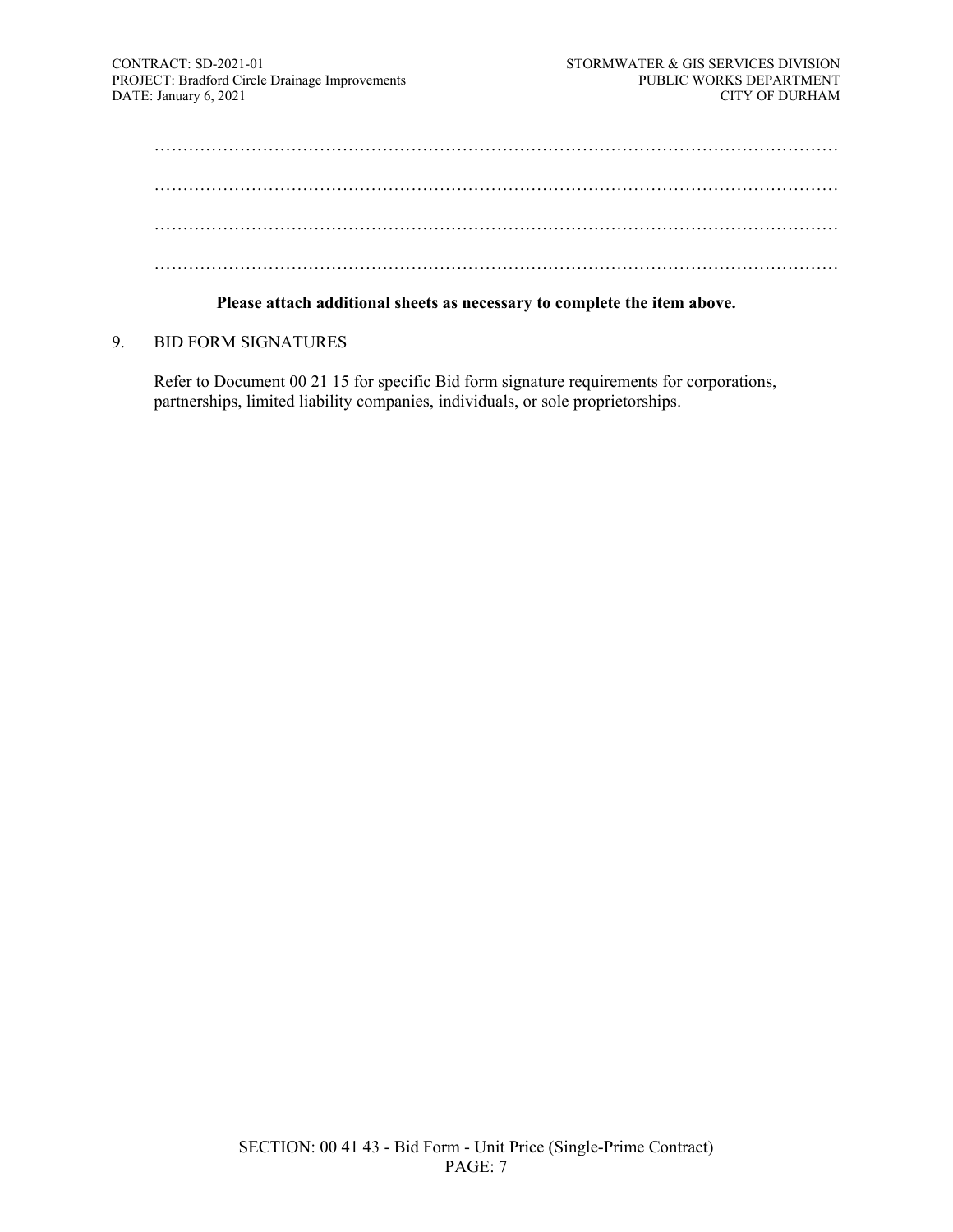…………………………………………………………………………………………………………

…………………………………………………………………………………………………………

…………………………………………………………………………………………………………

…………………………………………………………………………………………………………

**Please attach additional sheets as necessary to complete the item above.**

9. BID FORM SIGNATURES

Refer to Document 00 21 15 for specific Bid form signature requirements for corporations, partnerships, limited liability companies, individuals, or sole proprietorships.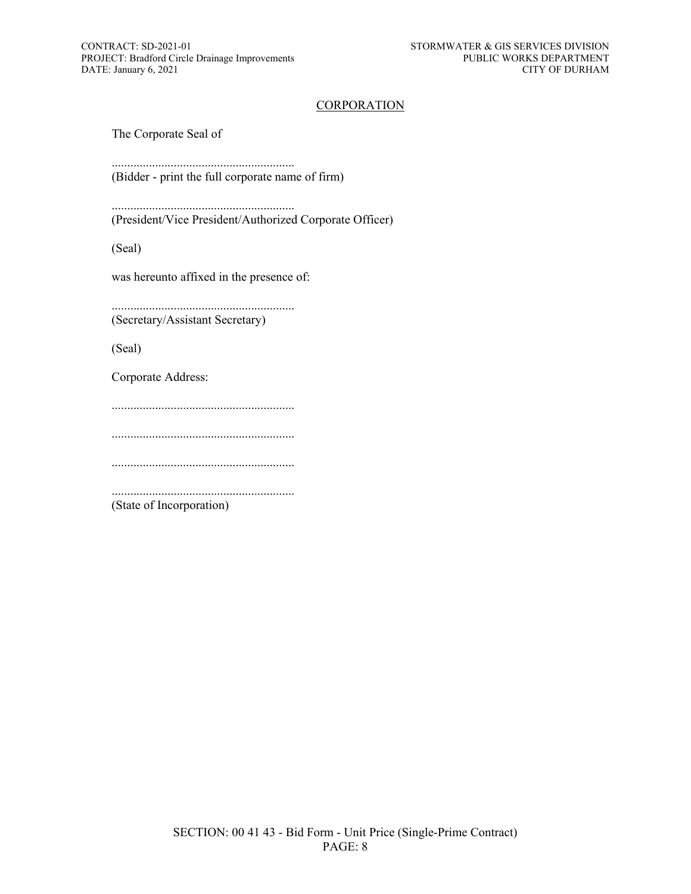<u>CORPORATION</u>

The Corporate Seal of

...........................................................
(Bidder - print the full corporate name of firm)

...........................................................
(President/Vice President/Authorized Corporate Officer)

(Seal)

was hereunto affixed in the presence of:

...........................................................
(Secretary/Assistant Secretary)

(Seal)

Corporate Address:

...........................................................

...........................................................

...........................................................

...........................................................
(State of Incorporation)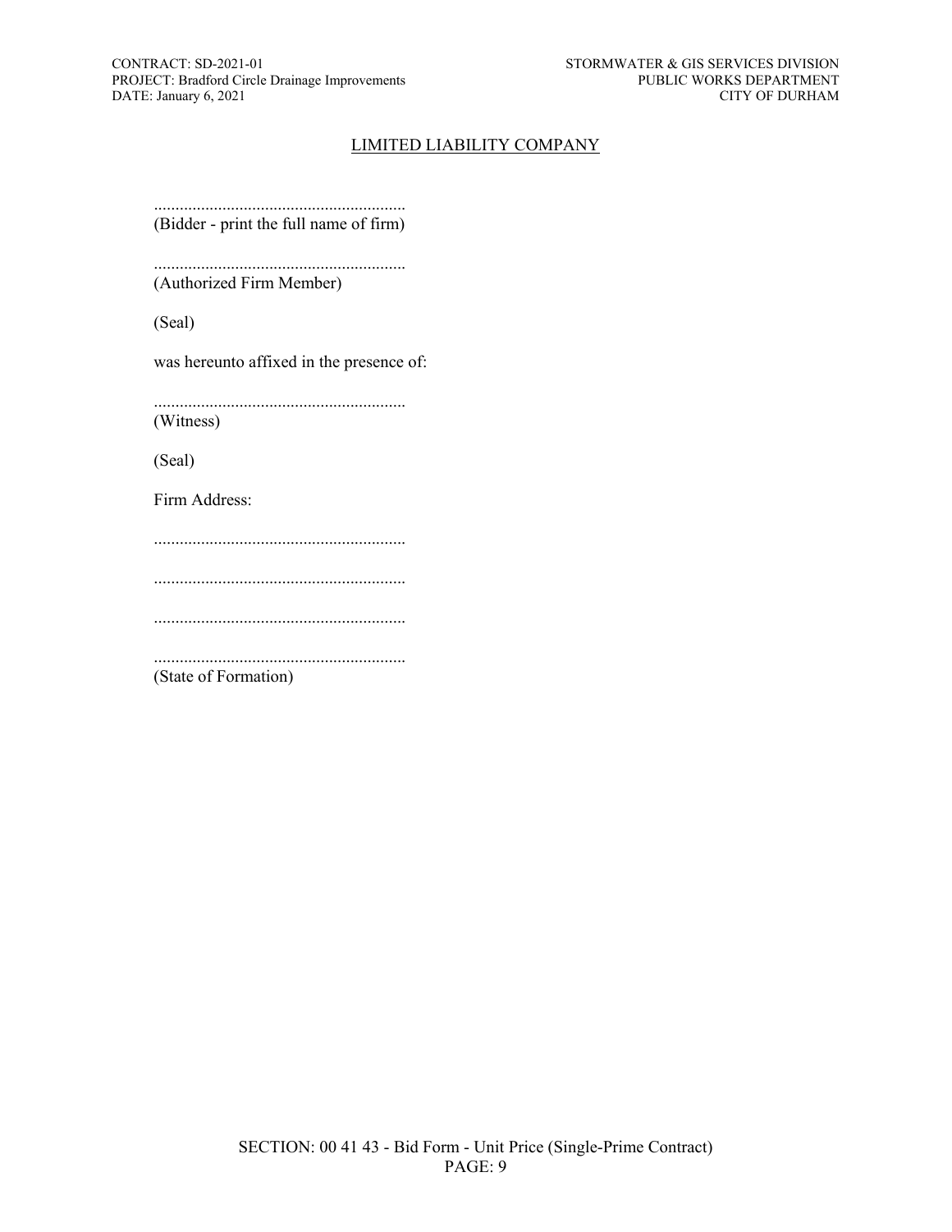## LIMITED LIABILITY COMPANY

..........................................................
(Bidder - print the full name of firm)

..........................................................
(Authorized Firm Member)

(Seal)

was hereunto affixed in the presence of:

..........................................................
(Witness)

(Seal)

Firm Address:

..........................................................

..........................................................

..........................................................

..........................................................
(State of Formation)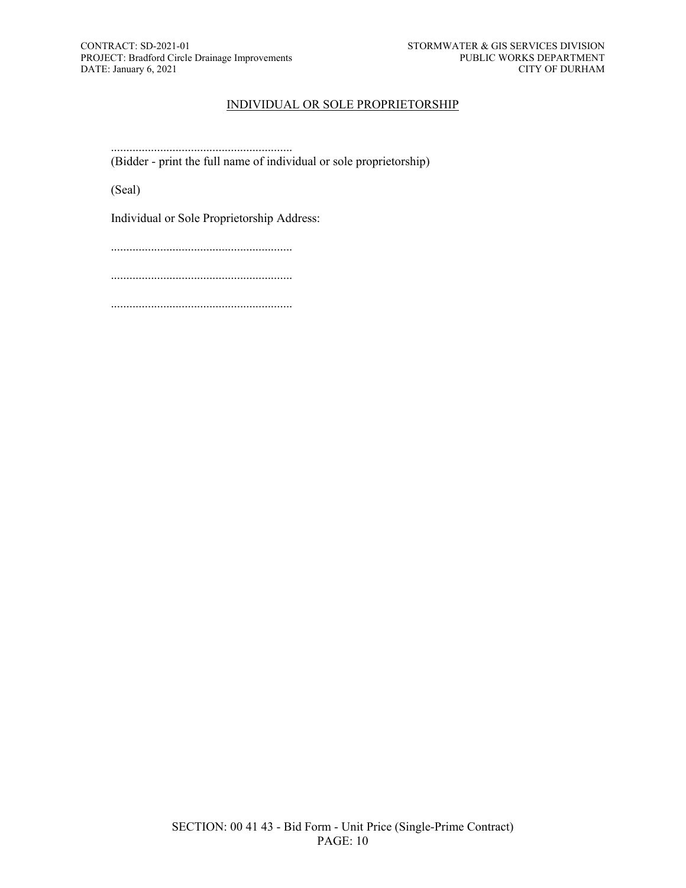## INDIVIDUAL OR SOLE PROPRIETORSHIP

...........................................................
(Bidder - print the full name of individual or sole proprietorship)

(Seal)

Individual or Sole Proprietorship Address:

...........................................................

...........................................................

...........................................................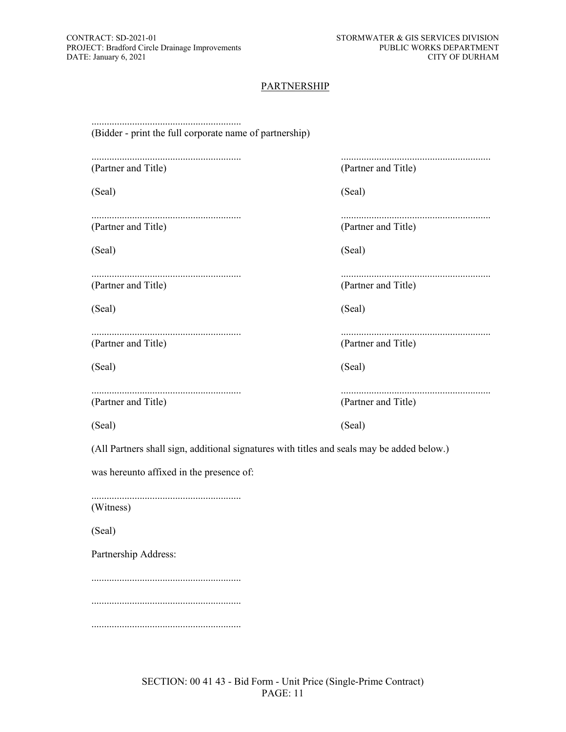## PARTNERSHIP

...........................................................
(Bidder - print the full corporate name of partnership)

| | |
|---|---|
| ........................................................... | ........................................................... |
| (Partner and Title) | (Partner and Title) |
| (Seal) | (Seal) |
| ........................................................... | ........................................................... |
| (Partner and Title) | (Partner and Title) |
| (Seal) | (Seal) |
| ........................................................... | ........................................................... |
| (Partner and Title) | (Partner and Title) |
| (Seal) | (Seal) |
| ........................................................... | ........................................................... |
| (Partner and Title) | (Partner and Title) |
| (Seal) | (Seal) |
| ........................................................... | ........................................................... |
| (Partner and Title) | (Partner and Title) |
| (Seal) | (Seal) |

(All Partners shall sign, additional signatures with titles and seals may be added below.)

was hereunto affixed in the presence of:

...........................................................
(Witness)

(Seal)

Partnership Address:

...........................................................

...........................................................

...........................................................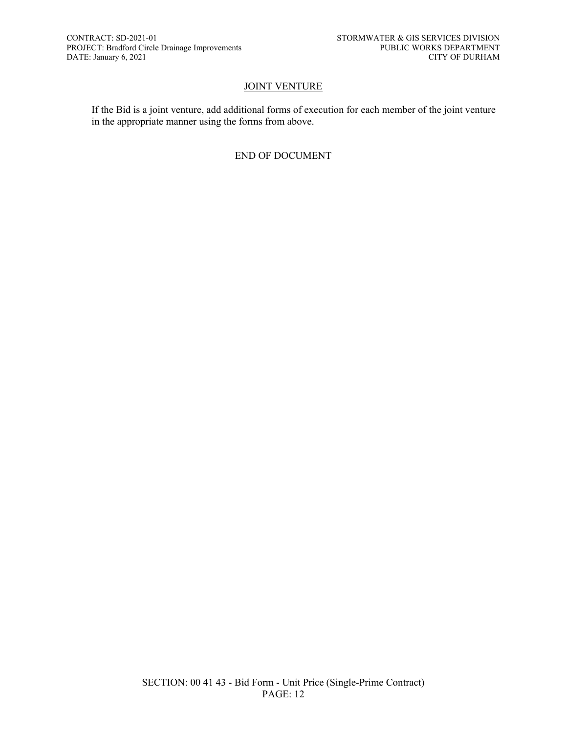## JOINT VENTURE

If the Bid is a joint venture, add additional forms of execution for each member of the joint venture in the appropriate manner using the forms from above.

END OF DOCUMENT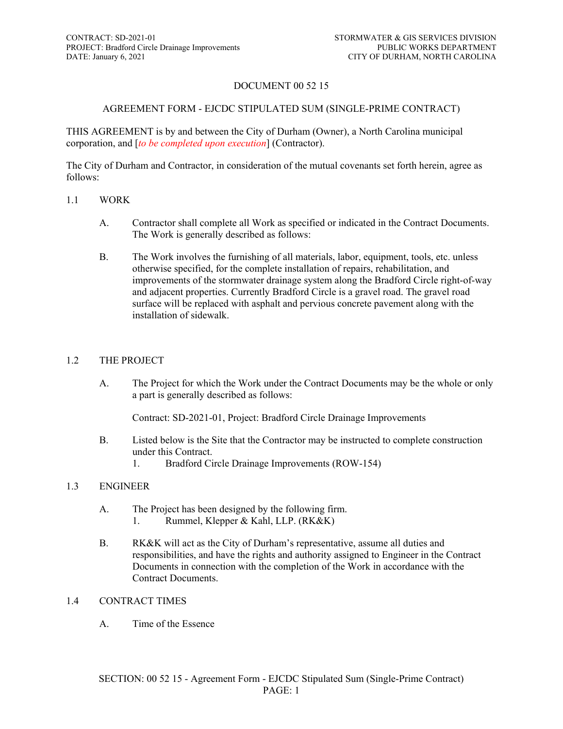# DOCUMENT 00 52 15

## AGREEMENT FORM - EJCDC STIPULATED SUM (SINGLE-PRIME CONTRACT)

THIS AGREEMENT is by and between the City of Durham (Owner), a North Carolina municipal corporation, and [*to be completed upon execution*] (Contractor).

The City of Durham and Contractor, in consideration of the mutual covenants set forth herein, agree as follows:

### 1.1 WORK

A. Contractor shall complete all Work as specified or indicated in the Contract Documents. The Work is generally described as follows:

B. The Work involves the furnishing of all materials, labor, equipment, tools, etc. unless otherwise specified, for the complete installation of repairs, rehabilitation, and improvements of the stormwater drainage system along the Bradford Circle right-of-way and adjacent properties. Currently Bradford Circle is a gravel road. The gravel road surface will be replaced with asphalt and pervious concrete pavement along with the installation of sidewalk.

### 1.2 THE PROJECT

A. The Project for which the Work under the Contract Documents may be the whole or only a part is generally described as follows:

Contract: SD-2021-01, Project: Bradford Circle Drainage Improvements

B. Listed below is the Site that the Contractor may be instructed to complete construction under this Contract.

1. Bradford Circle Drainage Improvements (ROW-154)

### 1.3 ENGINEER

A. The Project has been designed by the following firm.

1. Rummel, Klepper & Kahl, LLP. (RK&K)

B. RK&K will act as the City of Durham's representative, assume all duties and responsibilities, and have the rights and authority assigned to Engineer in the Contract Documents in connection with the completion of the Work in accordance with the Contract Documents.

### 1.4 CONTRACT TIMES

A. Time of the Essence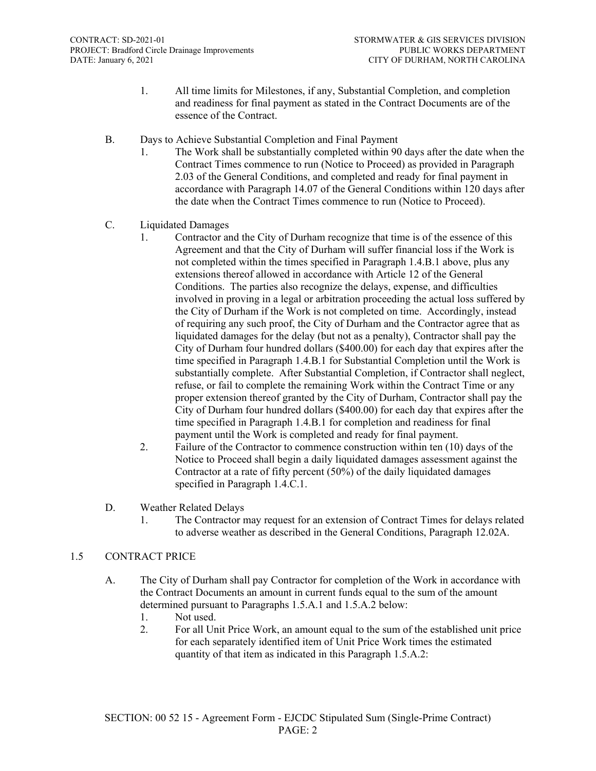1. All time limits for Milestones, if any, Substantial Completion, and completion and readiness for final payment as stated in the Contract Documents are of the essence of the Contract.

B. Days to Achieve Substantial Completion and Final Payment

1. The Work shall be substantially completed within 90 days after the date when the Contract Times commence to run (Notice to Proceed) as provided in Paragraph 2.03 of the General Conditions, and completed and ready for final payment in accordance with Paragraph 14.07 of the General Conditions within 120 days after the date when the Contract Times commence to run (Notice to Proceed).

C. Liquidated Damages

1. Contractor and the City of Durham recognize that time is of the essence of this Agreement and that the City of Durham will suffer financial loss if the Work is not completed within the times specified in Paragraph 1.4.B.1 above, plus any extensions thereof allowed in accordance with Article 12 of the General Conditions. The parties also recognize the delays, expense, and difficulties involved in proving in a legal or arbitration proceeding the actual loss suffered by the City of Durham if the Work is not completed on time. Accordingly, instead of requiring any such proof, the City of Durham and the Contractor agree that as liquidated damages for the delay (but not as a penalty), Contractor shall pay the City of Durham four hundred dollars ($400.00) for each day that expires after the time specified in Paragraph 1.4.B.1 for Substantial Completion until the Work is substantially complete. After Substantial Completion, if Contractor shall neglect, refuse, or fail to complete the remaining Work within the Contract Time or any proper extension thereof granted by the City of Durham, Contractor shall pay the City of Durham four hundred dollars ($400.00) for each day that expires after the time specified in Paragraph 1.4.B.1 for completion and readiness for final payment until the Work is completed and ready for final payment.
2. Failure of the Contractor to commence construction within ten (10) days of the Notice to Proceed shall begin a daily liquidated damages assessment against the Contractor at a rate of fifty percent (50%) of the daily liquidated damages specified in Paragraph 1.4.C.1.

D. Weather Related Delays

1. The Contractor may request for an extension of Contract Times for delays related to adverse weather as described in the General Conditions, Paragraph 12.02A.

## 1.5 CONTRACT PRICE

A. The City of Durham shall pay Contractor for completion of the Work in accordance with the Contract Documents an amount in current funds equal to the sum of the amount determined pursuant to Paragraphs 1.5.A.1 and 1.5.A.2 below:

1. Not used.
2. For all Unit Price Work, an amount equal to the sum of the established unit price for each separately identified item of Unit Price Work times the estimated quantity of that item as indicated in this Paragraph 1.5.A.2: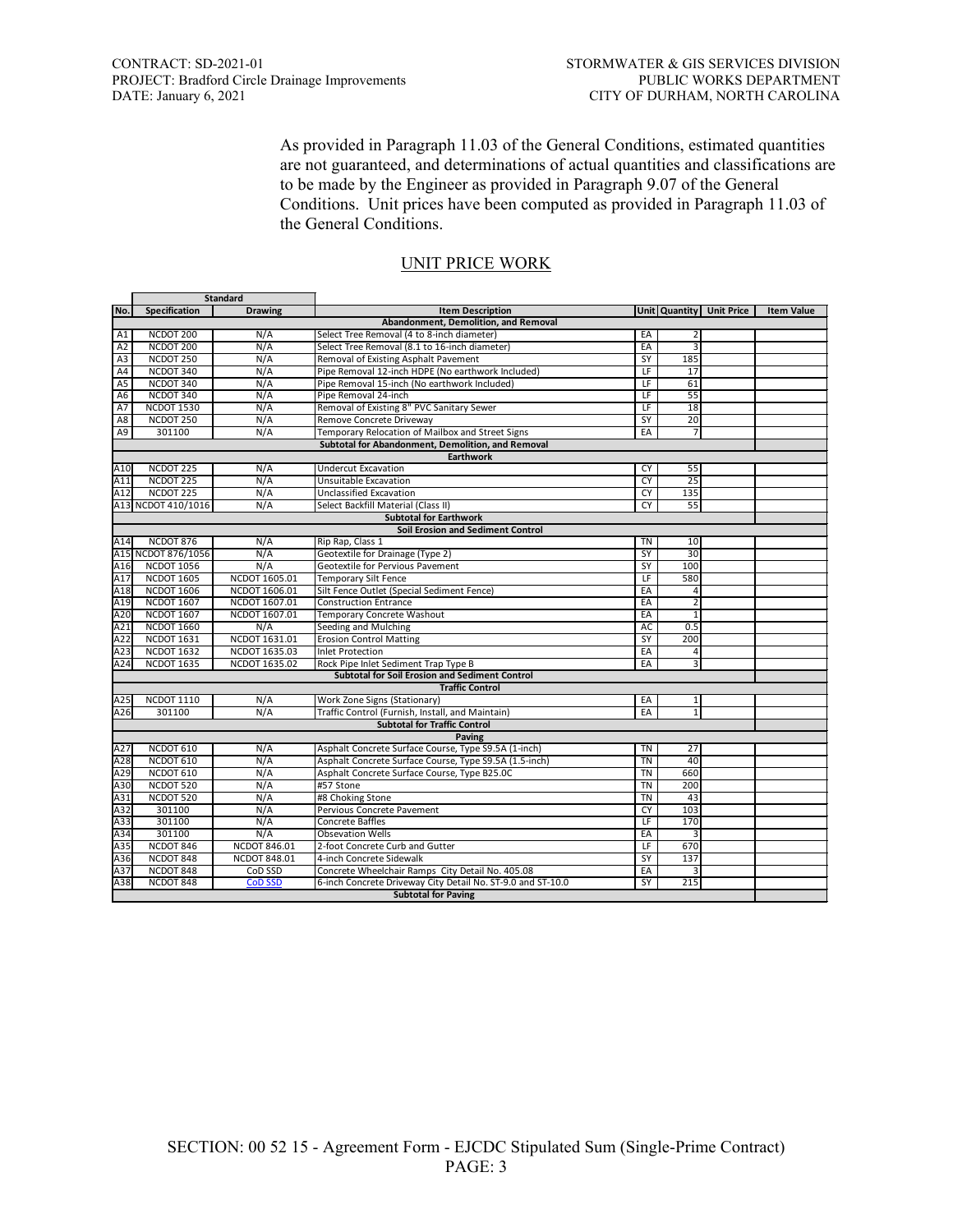As provided in Paragraph 11.03 of the General Conditions, estimated quantities are not guaranteed, and determinations of actual quantities and classifications are to be made by the Engineer as provided in Paragraph 9.07 of the General Conditions. Unit prices have been computed as provided in Paragraph 11.03 of the General Conditions.

## UNIT PRICE WORK

| | Standard | | | | | | |
|---|---|---|---|---|---|---|---|
| **No.** | **Specification** | **Drawing** | **Item Description** | **Unit** | **Quantity** | **Unit Price** | **Item Value** |
| | | | **Abandonment, Demolition, and Removal** | | | | |
| A1 | NCDOT 200 | N/A | Select Tree Removal (4 to 8-inch diameter) | EA | 2 | | |
| A2 | NCDOT 200 | N/A | Select Tree Removal (8.1 to 16-inch diameter) | EA | 3 | | |
| A3 | NCDOT 250 | N/A | Removal of Existing Asphalt Pavement | SY | 185 | | |
| A4 | NCDOT 340 | N/A | Pipe Removal 12-inch HDPE (No earthwork Included) | LF | 17 | | |
| A5 | NCDOT 340 | N/A | Pipe Removal 15-inch (No earthwork Included) | LF | 61 | | |
| A6 | NCDOT 340 | N/A | Pipe Removal 24-inch | LF | 55 | | |
| A7 | NCDOT 1530 | N/A | Removal of Existing 8" PVC Sanitary Sewer | LF | 18 | | |
| A8 | NCDOT 250 | N/A | Remove Concrete Driveway | SY | 20 | | |
| A9 | 301100 | N/A | Temporary Relocation of Mailbox and Street Signs | EA | 7 | | |
| | | | **Subtotal for Abandonment, Demolition, and Removal** | | | | |
| | | | **Earthwork** | | | | |
| A10 | NCDOT 225 | N/A | Undercut Excavation | CY | 55 | | |
| A11 | NCDOT 225 | N/A | Unsuitable Excavation | CY | 25 | | |
| A12 | NCDOT 225 | N/A | Unclassified Excavation | CY | 135 | | |
| A13 | NCDOT 410/1016 | N/A | Select Backfill Material (Class II) | CY | 55 | | |
| | | | **Subtotal for Earthwork** | | | | |
| | | | **Soil Erosion and Sediment Control** | | | | |
| A14 | NCDOT 876 | N/A | Rip Rap, Class 1 | TN | 10 | | |
| A15 | NCDOT 876/1056 | N/A | Geotextile for Drainage (Type 2) | SY | 30 | | |
| A16 | NCDOT 1056 | N/A | Geotextile for Pervious Pavement | SY | 100 | | |
| A17 | NCDOT 1605 | NCDOT 1605.01 | Temporary Silt Fence | LF | 580 | | |
| A18 | NCDOT 1606 | NCDOT 1606.01 | Silt Fence Outlet (Special Sediment Fence) | EA | 4 | | |
| A19 | NCDOT 1607 | NCDOT 1607.01 | Construction Entrance | EA | 2 | | |
| A20 | NCDOT 1607 | NCDOT 1607.01 | Temporary Concrete Washout | EA | 1 | | |
| A21 | NCDOT 1660 | N/A | Seeding and Mulching | AC | 0.5 | | |
| A22 | NCDOT 1631 | NCDOT 1631.01 | Erosion Control Matting | SY | 200 | | |
| A23 | NCDOT 1632 | NCDOT 1635.03 | Inlet Protection | EA | 4 | | |
| A24 | NCDOT 1635 | NCDOT 1635.02 | Rock Pipe Inlet Sediment Trap Type B | EA | 3 | | |
| | | | **Subtotal for Soil Erosion and Sediment Control** | | | | |
| | | | **Traffic Control** | | | | |
| A25 | NCDOT 1110 | N/A | Work Zone Signs (Stationary) | EA | 1 | | |
| A26 | 301100 | N/A | Traffic Control (Furnish, Install, and Maintain) | EA | 1 | | |
| | | | **Subtotal for Traffic Control** | | | | |
| | | | **Paving** | | | | |
| A27 | NCDOT 610 | N/A | Asphalt Concrete Surface Course, Type S9.5A (1-inch) | TN | 27 | | |
| A28 | NCDOT 610 | N/A | Asphalt Concrete Surface Course, Type S9.5A (1.5-inch) | TN | 40 | | |
| A29 | NCDOT 610 | N/A | Asphalt Concrete Surface Course, Type B25.0C | TN | 660 | | |
| A30 | NCDOT 520 | N/A | #57 Stone | TN | 200 | | |
| A31 | NCDOT 520 | N/A | #8 Choking Stone | TN | 43 | | |
| A32 | 301100 | N/A | Pervious Concrete Pavement | CY | 103 | | |
| A33 | 301100 | N/A | Concrete Baffles | LF | 170 | | |
| A34 | 301100 | N/A | Obsevation Wells | EA | 3 | | |
| A35 | NCDOT 846 | NCDOT 846.01 | 2-foot Concrete Curb and Gutter | LF | 670 | | |
| A36 | NCDOT 848 | NCDOT 848.01 | 4-inch Concrete Sidewalk | SY | 137 | | |
| A37 | NCDOT 848 | CoD SSD | Concrete Wheelchair Ramps City Detail No. 405.08 | EA | 3 | | |
| A38 | NCDOT 848 | CoD SSD | 6-inch Concrete Driveway City Detail No. ST-9.0 and ST-10.0 | SY | 215 | | |
| | | | **Subtotal for Paving** | | | | |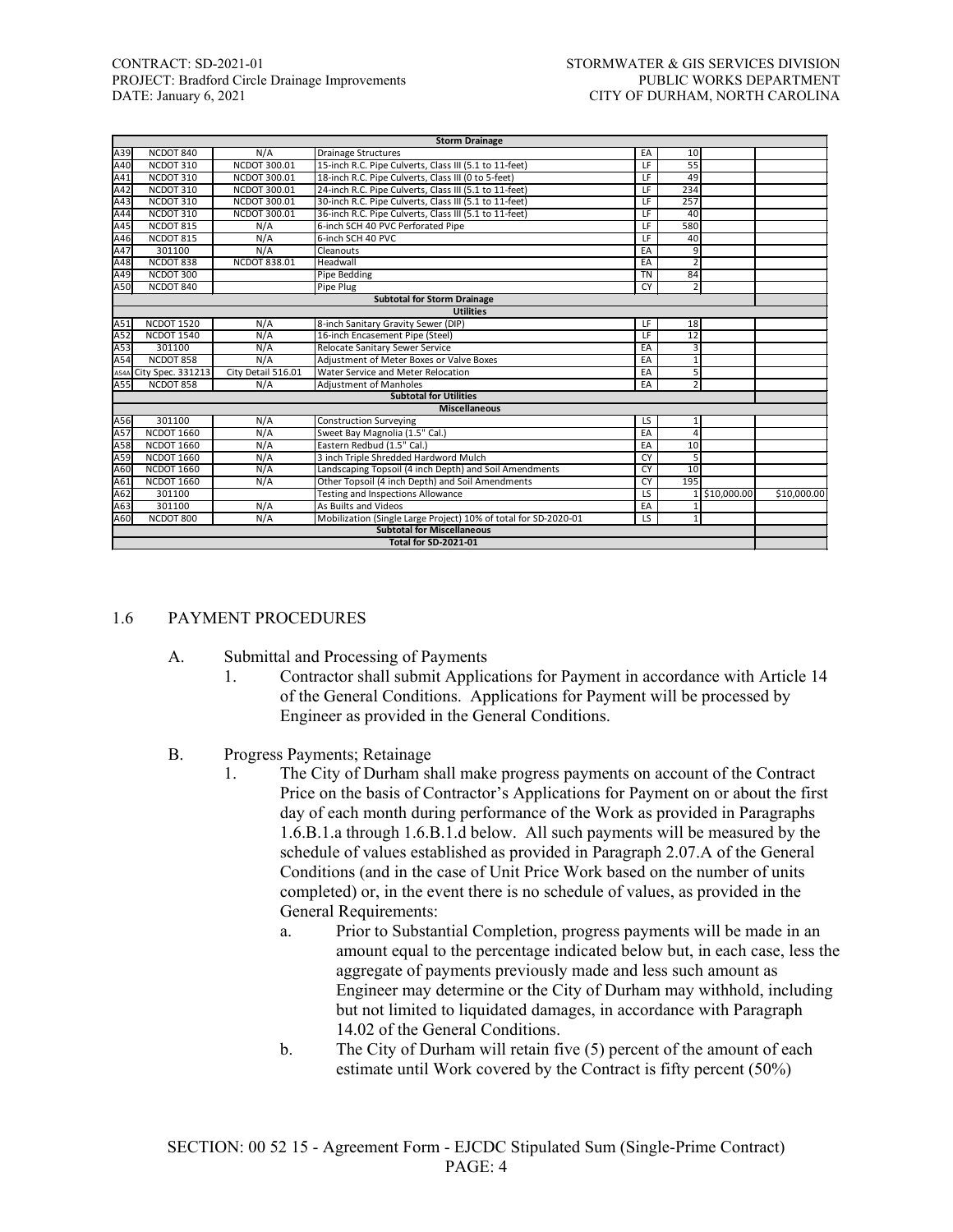| | | | | | | | |
|---|---|---|---|---|---|---|---|
| **Storm Drainage** | | | | | | | |
| A39 | NCDOT 840 | N/A | Drainage Structures | EA | 10 | | |
| A40 | NCDOT 310 | NCDOT 300.01 | 15-inch R.C. Pipe Culverts, Class III (5.1 to 11-feet) | LF | 55 | | |
| A41 | NCDOT 310 | NCDOT 300.01 | 18-inch R.C. Pipe Culverts, Class III (0 to 5-feet) | LF | 49 | | |
| A42 | NCDOT 310 | NCDOT 300.01 | 24-inch R.C. Pipe Culverts, Class III (5.1 to 11-feet) | LF | 234 | | |
| A43 | NCDOT 310 | NCDOT 300.01 | 30-inch R.C. Pipe Culverts, Class III (5.1 to 11-feet) | LF | 257 | | |
| A44 | NCDOT 310 | NCDOT 300.01 | 36-inch R.C. Pipe Culverts, Class III (5.1 to 11-feet) | LF | 40 | | |
| A45 | NCDOT 815 | N/A | 6-inch SCH 40 PVC Perforated Pipe | LF | 580 | | |
| A46 | NCDOT 815 | N/A | 6-inch SCH 40 PVC | LF | 40 | | |
| A47 | 301100 | N/A | Cleanouts | EA | 9 | | |
| A48 | NCDOT 838 | NCDOT 838.01 | Headwall | EA | 2 | | |
| A49 | NCDOT 300 | | Pipe Bedding | TN | 84 | | |
| A50 | NCDOT 840 | | Pipe Plug | CY | 2 | | |
| **Subtotal for Storm Drainage** | | | | | | | |
| **Utilities** | | | | | | | |
| A51 | NCDOT 1520 | N/A | 8-inch Sanitary Gravity Sewer (DIP) | LF | 18 | | |
| A52 | NCDOT 1540 | N/A | 16-inch Encasement Pipe (Steel) | LF | 12 | | |
| A53 | 301100 | N/A | Relocate Sanitary Sewer Service | EA | 3 | | |
| A54 | NCDOT 858 | N/A | Adjustment of Meter Boxes or Valve Boxes | EA | 1 | | |
| A54A | City Spec. 331213 | City Detail 516.01 | Water Service and Meter Relocation | EA | 5 | | |
| A55 | NCDOT 858 | N/A | Adjustment of Manholes | EA | 2 | | |
| **Subtotal for Utilities** | | | | | | | |
| **Miscellaneous** | | | | | | | |
| A56 | 301100 | N/A | Construction Surveying | LS | 1 | | |
| A57 | NCDOT 1660 | N/A | Sweet Bay Magnolia (1.5" Cal.) | EA | 4 | | |
| A58 | NCDOT 1660 | N/A | Eastern Redbud (1.5" Cal.) | EA | 10 | | |
| A59 | NCDOT 1660 | N/A | 3 inch Triple Shredded Hardword Mulch | CY | 5 | | |
| A60 | NCDOT 1660 | N/A | Landscaping Topsoil (4 inch Depth) and Soil Amendments | CY | 10 | | |
| A61 | NCDOT 1660 | N/A | Other Topsoil (4 inch Depth) and Soil Amendments | CY | 195 | | |
| A62 | 301100 | | Testing and Inspections Allowance | LS | 1 | $10,000.00 | $10,000.00 |
| A63 | 301100 | N/A | As Builts and Videos | EA | 1 | | |
| A60 | NCDOT 800 | N/A | Mobilization (Single Large Project) 10% of total for SD-2020-01 | LS | 1 | | |
| **Subtotal for Miscellaneous** | | | | | | | |
| **Total for SD-2021-01** | | | | | | | |

## 1.6 PAYMENT PROCEDURES

A. Submittal and Processing of Payments

1. Contractor shall submit Applications for Payment in accordance with Article 14 of the General Conditions. Applications for Payment will be processed by Engineer as provided in the General Conditions.

B. Progress Payments; Retainage

1. The City of Durham shall make progress payments on account of the Contract Price on the basis of Contractor's Applications for Payment on or about the first day of each month during performance of the Work as provided in Paragraphs 1.6.B.1.a through 1.6.B.1.d below. All such payments will be measured by the schedule of values established as provided in Paragraph 2.07.A of the General Conditions (and in the case of Unit Price Work based on the number of units completed) or, in the event there is no schedule of values, as provided in the General Requirements:

   a. Prior to Substantial Completion, progress payments will be made in an amount equal to the percentage indicated below but, in each case, less the aggregate of payments previously made and less such amount as Engineer may determine or the City of Durham may withhold, including but not limited to liquidated damages, in accordance with Paragraph 14.02 of the General Conditions.

   b. The City of Durham will retain five (5) percent of the amount of each estimate until Work covered by the Contract is fifty percent (50%)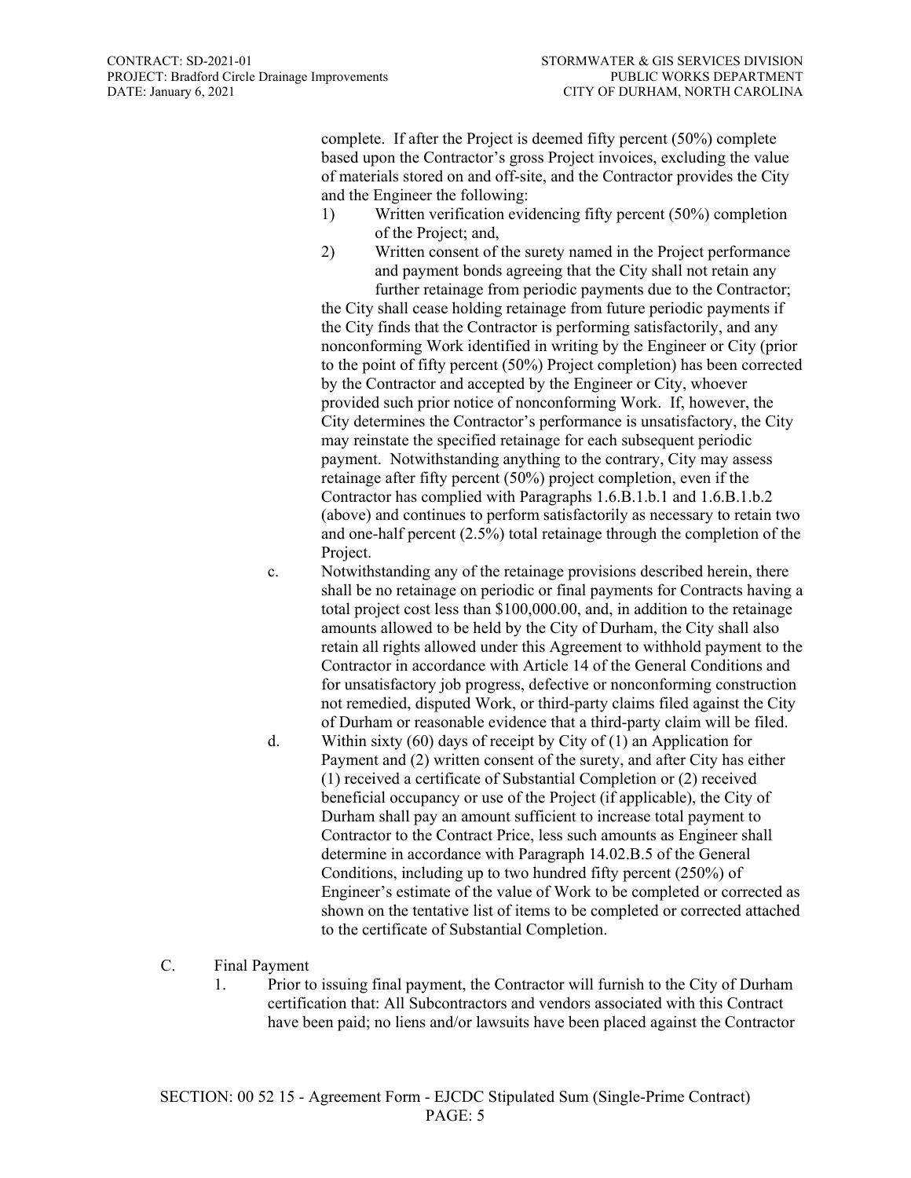complete. If after the Project is deemed fifty percent (50%) complete based upon the Contractor's gross Project invoices, excluding the value of materials stored on and off-site, and the Contractor provides the City and the Engineer the following:

1) Written verification evidencing fifty percent (50%) completion of the Project; and,
2) Written consent of the surety named in the Project performance and payment bonds agreeing that the City shall not retain any further retainage from periodic payments due to the Contractor;

the City shall cease holding retainage from future periodic payments if the City finds that the Contractor is performing satisfactorily, and any nonconforming Work identified in writing by the Engineer or City (prior to the point of fifty percent (50%) Project completion) has been corrected by the Contractor and accepted by the Engineer or City, whoever provided such prior notice of nonconforming Work. If, however, the City determines the Contractor's performance is unsatisfactory, the City may reinstate the specified retainage for each subsequent periodic payment. Notwithstanding anything to the contrary, City may assess retainage after fifty percent (50%) project completion, even if the Contractor has complied with Paragraphs 1.6.B.1.b.1 and 1.6.B.1.b.2 (above) and continues to perform satisfactorily as necessary to retain two and one-half percent (2.5%) total retainage through the completion of the Project.

c. Notwithstanding any of the retainage provisions described herein, there shall be no retainage on periodic or final payments for Contracts having a total project cost less than $100,000.00, and, in addition to the retainage amounts allowed to be held by the City of Durham, the City shall also retain all rights allowed under this Agreement to withhold payment to the Contractor in accordance with Article 14 of the General Conditions and for unsatisfactory job progress, defective or nonconforming construction not remedied, disputed Work, or third-party claims filed against the City of Durham or reasonable evidence that a third-party claim will be filed.

d. Within sixty (60) days of receipt by City of (1) an Application for Payment and (2) written consent of the surety, and after City has either (1) received a certificate of Substantial Completion or (2) received beneficial occupancy or use of the Project (if applicable), the City of Durham shall pay an amount sufficient to increase total payment to Contractor to the Contract Price, less such amounts as Engineer shall determine in accordance with Paragraph 14.02.B.5 of the General Conditions, including up to two hundred fifty percent (250%) of Engineer's estimate of the value of Work to be completed or corrected as shown on the tentative list of items to be completed or corrected attached to the certificate of Substantial Completion.

C. Final Payment

1. Prior to issuing final payment, the Contractor will furnish to the City of Durham certification that: All Subcontractors and vendors associated with this Contract have been paid; no liens and/or lawsuits have been placed against the Contractor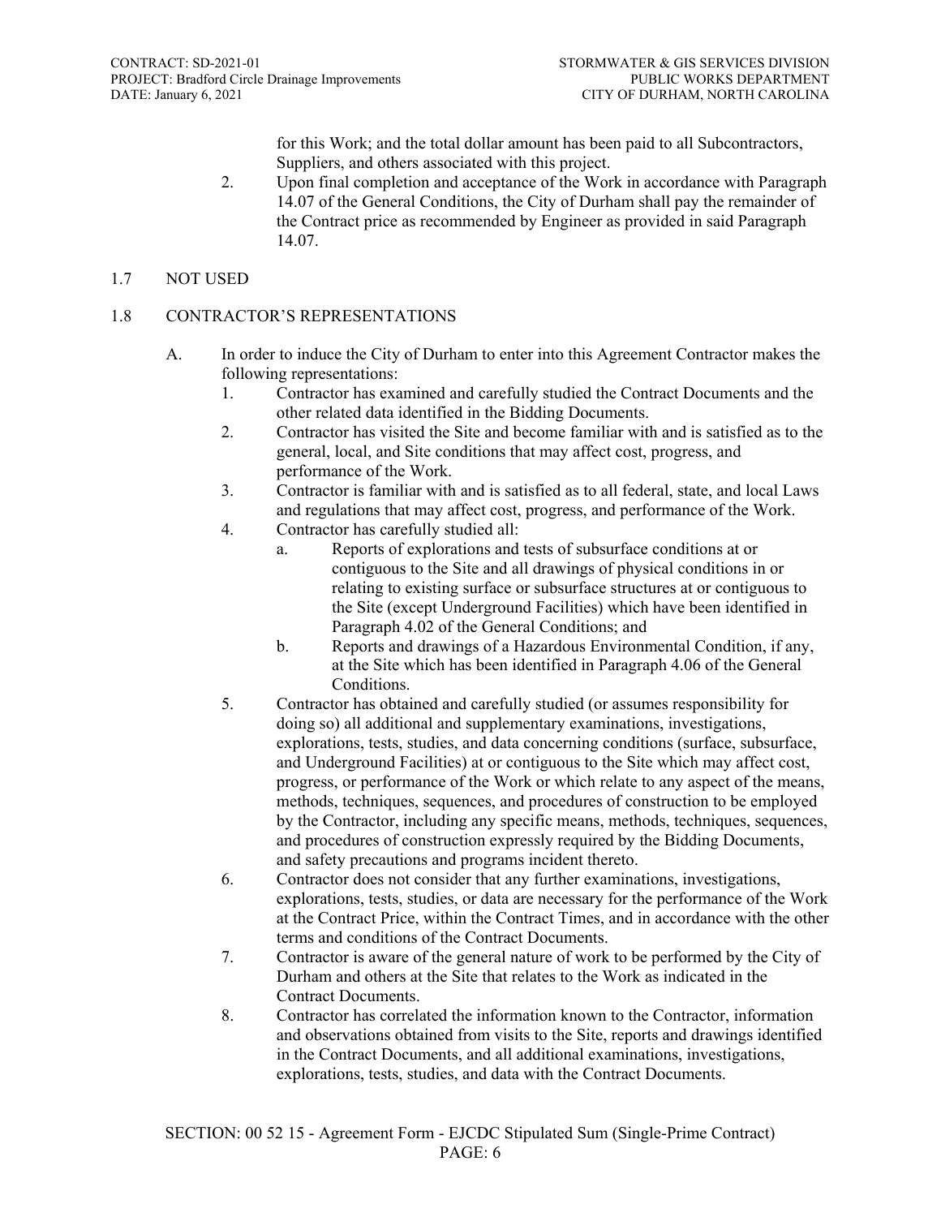for this Work; and the total dollar amount has been paid to all Subcontractors, Suppliers, and others associated with this project.

2. Upon final completion and acceptance of the Work in accordance with Paragraph 14.07 of the General Conditions, the City of Durham shall pay the remainder of the Contract price as recommended by Engineer as provided in said Paragraph 14.07.

## 1.7 NOT USED

## 1.8 CONTRACTOR'S REPRESENTATIONS

A. In order to induce the City of Durham to enter into this Agreement Contractor makes the following representations:

1. Contractor has examined and carefully studied the Contract Documents and the other related data identified in the Bidding Documents.
2. Contractor has visited the Site and become familiar with and is satisfied as to the general, local, and Site conditions that may affect cost, progress, and performance of the Work.
3. Contractor is familiar with and is satisfied as to all federal, state, and local Laws and regulations that may affect cost, progress, and performance of the Work.
4. Contractor has carefully studied all:
   a. Reports of explorations and tests of subsurface conditions at or contiguous to the Site and all drawings of physical conditions in or relating to existing surface or subsurface structures at or contiguous to the Site (except Underground Facilities) which have been identified in Paragraph 4.02 of the General Conditions; and
   b. Reports and drawings of a Hazardous Environmental Condition, if any, at the Site which has been identified in Paragraph 4.06 of the General Conditions.
5. Contractor has obtained and carefully studied (or assumes responsibility for doing so) all additional and supplementary examinations, investigations, explorations, tests, studies, and data concerning conditions (surface, subsurface, and Underground Facilities) at or contiguous to the Site which may affect cost, progress, or performance of the Work or which relate to any aspect of the means, methods, techniques, sequences, and procedures of construction to be employed by the Contractor, including any specific means, methods, techniques, sequences, and procedures of construction expressly required by the Bidding Documents, and safety precautions and programs incident thereto.
6. Contractor does not consider that any further examinations, investigations, explorations, tests, studies, or data are necessary for the performance of the Work at the Contract Price, within the Contract Times, and in accordance with the other terms and conditions of the Contract Documents.
7. Contractor is aware of the general nature of work to be performed by the City of Durham and others at the Site that relates to the Work as indicated in the Contract Documents.
8. Contractor has correlated the information known to the Contractor, information and observations obtained from visits to the Site, reports and drawings identified in the Contract Documents, and all additional examinations, investigations, explorations, tests, studies, and data with the Contract Documents.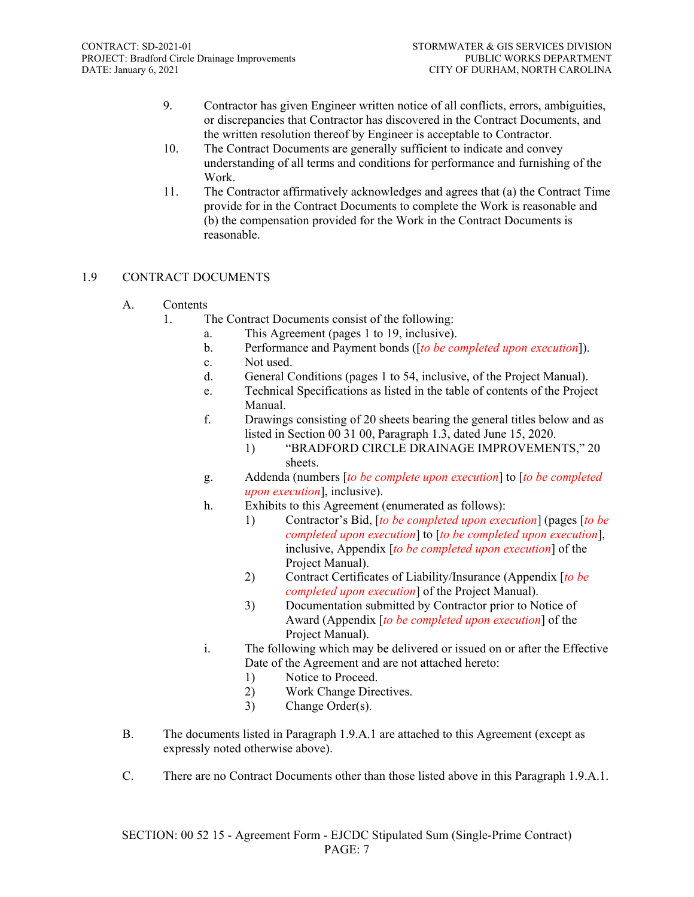9. Contractor has given Engineer written notice of all conflicts, errors, ambiguities, or discrepancies that Contractor has discovered in the Contract Documents, and the written resolution thereof by Engineer is acceptable to Contractor.
10. The Contract Documents are generally sufficient to indicate and convey understanding of all terms and conditions for performance and furnishing of the Work.
11. The Contractor affirmatively acknowledges and agrees that (a) the Contract Time provide for in the Contract Documents to complete the Work is reasonable and (b) the compensation provided for the Work in the Contract Documents is reasonable.

## 1.9 CONTRACT DOCUMENTS

A. Contents

1. The Contract Documents consist of the following:
   a. This Agreement (pages 1 to 19, inclusive).
   b. Performance and Payment bonds ([*to be completed upon execution*]).
   c. Not used.
   d. General Conditions (pages 1 to 54, inclusive, of the Project Manual).
   e. Technical Specifications as listed in the table of contents of the Project Manual.
   f. Drawings consisting of 20 sheets bearing the general titles below and as listed in Section 00 31 00, Paragraph 1.3, dated June 15, 2020.
      1) "BRADFORD CIRCLE DRAINAGE IMPROVEMENTS," 20 sheets.
   g. Addenda (numbers [*to be complete upon execution*] to [*to be completed upon execution*], inclusive).
   h. Exhibits to this Agreement (enumerated as follows):
      1) Contractor's Bid, [*to be completed upon execution*] (pages [*to be completed upon execution*] to [*to be completed upon execution*], inclusive, Appendix [*to be completed upon execution*] of the Project Manual).
      2) Contract Certificates of Liability/Insurance (Appendix [*to be completed upon execution*] of the Project Manual).
      3) Documentation submitted by Contractor prior to Notice of Award (Appendix [*to be completed upon execution*] of the Project Manual).
   i. The following which may be delivered or issued on or after the Effective Date of the Agreement and are not attached hereto:
      1) Notice to Proceed.
      2) Work Change Directives.
      3) Change Order(s).

B. The documents listed in Paragraph 1.9.A.1 are attached to this Agreement (except as expressly noted otherwise above).

C. There are no Contract Documents other than those listed above in this Paragraph 1.9.A.1.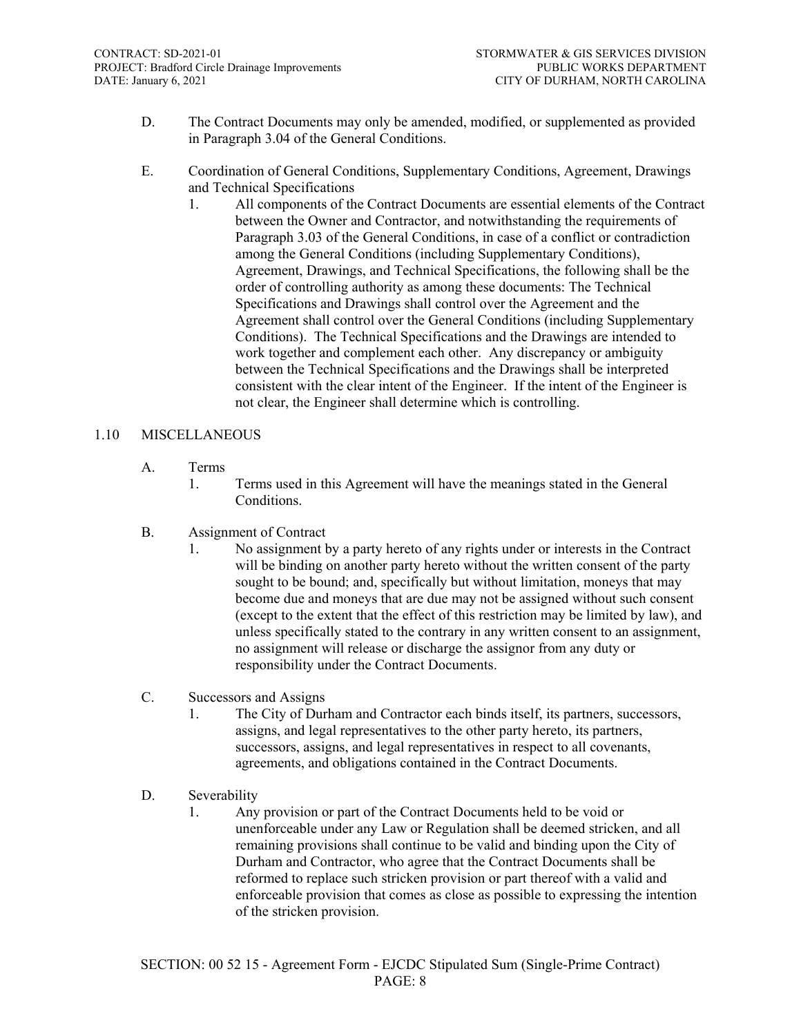D. The Contract Documents may only be amended, modified, or supplemented as provided in Paragraph 3.04 of the General Conditions.

E. Coordination of General Conditions, Supplementary Conditions, Agreement, Drawings and Technical Specifications

1. All components of the Contract Documents are essential elements of the Contract between the Owner and Contractor, and notwithstanding the requirements of Paragraph 3.03 of the General Conditions, in case of a conflict or contradiction among the General Conditions (including Supplementary Conditions), Agreement, Drawings, and Technical Specifications, the following shall be the order of controlling authority as among these documents: The Technical Specifications and Drawings shall control over the Agreement and the Agreement shall control over the General Conditions (including Supplementary Conditions). The Technical Specifications and the Drawings are intended to work together and complement each other. Any discrepancy or ambiguity between the Technical Specifications and the Drawings shall be interpreted consistent with the clear intent of the Engineer. If the intent of the Engineer is not clear, the Engineer shall determine which is controlling.

## 1.10 MISCELLANEOUS

A. Terms

1. Terms used in this Agreement will have the meanings stated in the General Conditions.

B. Assignment of Contract

1. No assignment by a party hereto of any rights under or interests in the Contract will be binding on another party hereto without the written consent of the party sought to be bound; and, specifically but without limitation, moneys that may become due and moneys that are due may not be assigned without such consent (except to the extent that the effect of this restriction may be limited by law), and unless specifically stated to the contrary in any written consent to an assignment, no assignment will release or discharge the assignor from any duty or responsibility under the Contract Documents.

C. Successors and Assigns

1. The City of Durham and Contractor each binds itself, its partners, successors, assigns, and legal representatives to the other party hereto, its partners, successors, assigns, and legal representatives in respect to all covenants, agreements, and obligations contained in the Contract Documents.

D. Severability

1. Any provision or part of the Contract Documents held to be void or unenforceable under any Law or Regulation shall be deemed stricken, and all remaining provisions shall continue to be valid and binding upon the City of Durham and Contractor, who agree that the Contract Documents shall be reformed to replace such stricken provision or part thereof with a valid and enforceable provision that comes as close as possible to expressing the intention of the stricken provision.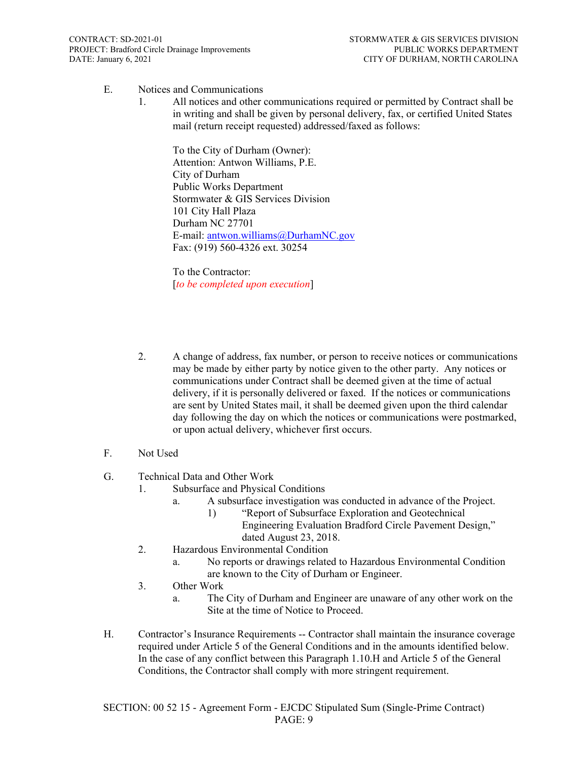E. Notices and Communications

1. All notices and other communications required or permitted by Contract shall be in writing and shall be given by personal delivery, fax, or certified United States mail (return receipt requested) addressed/faxed as follows:

   To the City of Durham (Owner):
   Attention: Antwon Williams, P.E.
   City of Durham
   Public Works Department
   Stormwater & GIS Services Division
   101 City Hall Plaza
   Durham NC 27701
   E-mail: antwon.williams@DurhamNC.gov
   Fax: (919) 560-4326 ext. 30254

   To the Contractor:
   [*to be completed upon execution*]

2. A change of address, fax number, or person to receive notices or communications may be made by either party by notice given to the other party. Any notices or communications under Contract shall be deemed given at the time of actual delivery, if it is personally delivered or faxed. If the notices or communications are sent by United States mail, it shall be deemed given upon the third calendar day following the day on which the notices or communications were postmarked, or upon actual delivery, whichever first occurs.

F. Not Used

G. Technical Data and Other Work

1. Subsurface and Physical Conditions
   a. A subsurface investigation was conducted in advance of the Project.
      1) "Report of Subsurface Exploration and Geotechnical Engineering Evaluation Bradford Circle Pavement Design," dated August 23, 2018.
2. Hazardous Environmental Condition
   a. No reports or drawings related to Hazardous Environmental Condition are known to the City of Durham or Engineer.
3. Other Work
   a. The City of Durham and Engineer are unaware of any other work on the Site at the time of Notice to Proceed.

H. Contractor's Insurance Requirements -- Contractor shall maintain the insurance coverage required under Article 5 of the General Conditions and in the amounts identified below. In the case of any conflict between this Paragraph 1.10.H and Article 5 of the General Conditions, the Contractor shall comply with more stringent requirement.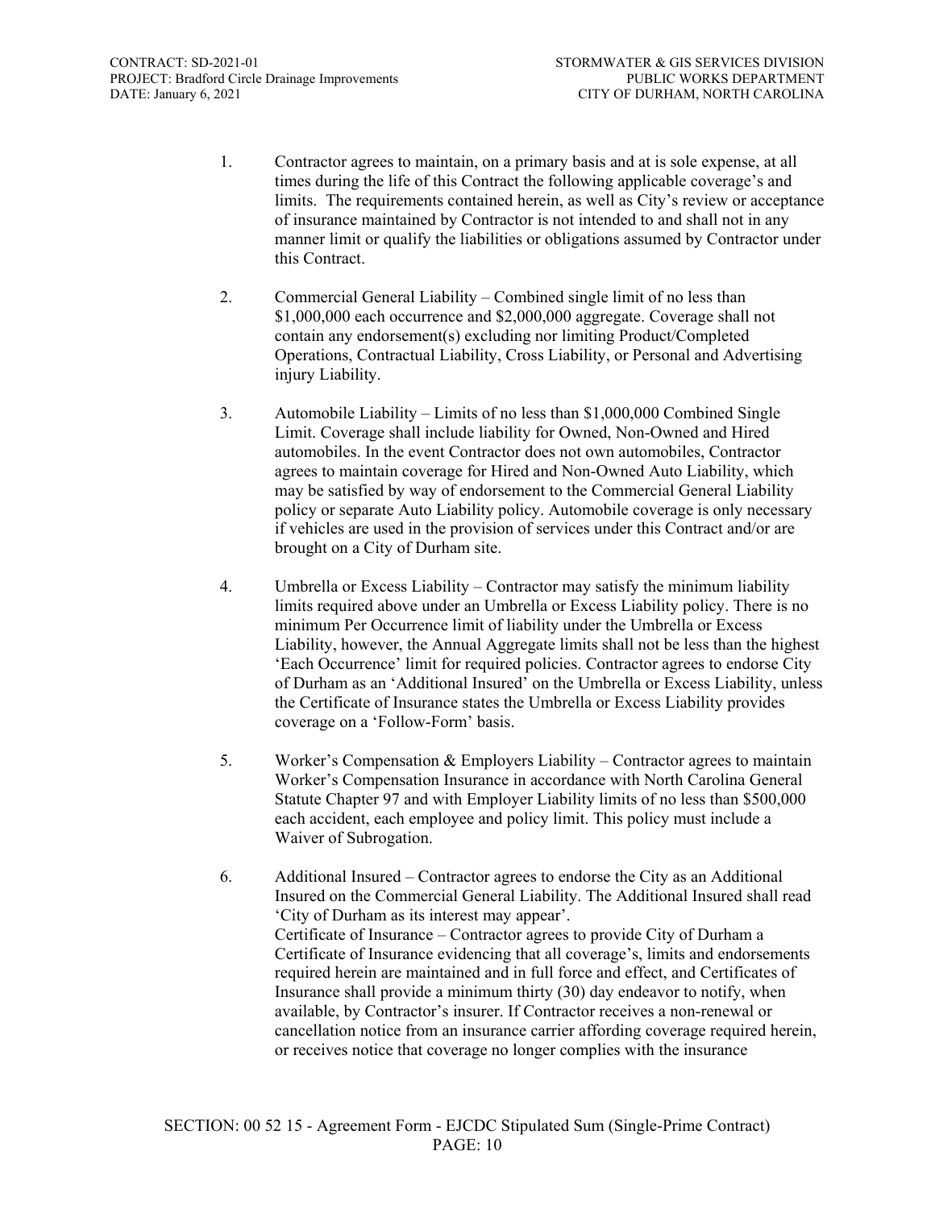1. Contractor agrees to maintain, on a primary basis and at is sole expense, at all times during the life of this Contract the following applicable coverage's and limits. The requirements contained herein, as well as City's review or acceptance of insurance maintained by Contractor is not intended to and shall not in any manner limit or qualify the liabilities or obligations assumed by Contractor under this Contract.

2. Commercial General Liability – Combined single limit of no less than $1,000,000 each occurrence and $2,000,000 aggregate. Coverage shall not contain any endorsement(s) excluding nor limiting Product/Completed Operations, Contractual Liability, Cross Liability, or Personal and Advertising injury Liability.

3. Automobile Liability – Limits of no less than $1,000,000 Combined Single Limit. Coverage shall include liability for Owned, Non-Owned and Hired automobiles. In the event Contractor does not own automobiles, Contractor agrees to maintain coverage for Hired and Non-Owned Auto Liability, which may be satisfied by way of endorsement to the Commercial General Liability policy or separate Auto Liability policy. Automobile coverage is only necessary if vehicles are used in the provision of services under this Contract and/or are brought on a City of Durham site.

4. Umbrella or Excess Liability – Contractor may satisfy the minimum liability limits required above under an Umbrella or Excess Liability policy. There is no minimum Per Occurrence limit of liability under the Umbrella or Excess Liability, however, the Annual Aggregate limits shall not be less than the highest 'Each Occurrence' limit for required policies. Contractor agrees to endorse City of Durham as an 'Additional Insured' on the Umbrella or Excess Liability, unless the Certificate of Insurance states the Umbrella or Excess Liability provides coverage on a 'Follow-Form' basis.

5. Worker's Compensation & Employers Liability – Contractor agrees to maintain Worker's Compensation Insurance in accordance with North Carolina General Statute Chapter 97 and with Employer Liability limits of no less than $500,000 each accident, each employee and policy limit. This policy must include a Waiver of Subrogation.

6. Additional Insured – Contractor agrees to endorse the City as an Additional Insured on the Commercial General Liability. The Additional Insured shall read 'City of Durham as its interest may appear'.
   Certificate of Insurance – Contractor agrees to provide City of Durham a Certificate of Insurance evidencing that all coverage's, limits and endorsements required herein are maintained and in full force and effect, and Certificates of Insurance shall provide a minimum thirty (30) day endeavor to notify, when available, by Contractor's insurer. If Contractor receives a non-renewal or cancellation notice from an insurance carrier affording coverage required herein, or receives notice that coverage no longer complies with the insurance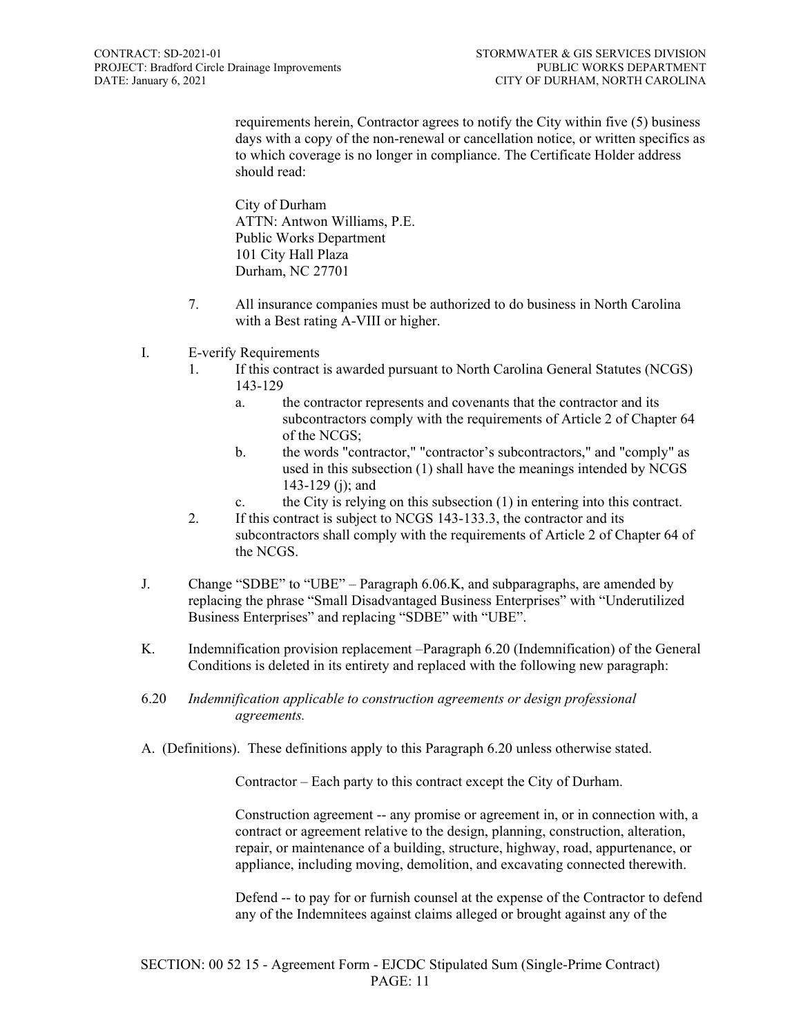requirements herein, Contractor agrees to notify the City within five (5) business days with a copy of the non-renewal or cancellation notice, or written specifics as to which coverage is no longer in compliance. The Certificate Holder address should read:

City of Durham
ATTN: Antwon Williams, P.E.
Public Works Department
101 City Hall Plaza
Durham, NC 27701

7. All insurance companies must be authorized to do business in North Carolina with a Best rating A-VIII or higher.

I. E-verify Requirements
   1. If this contract is awarded pursuant to North Carolina General Statutes (NCGS) 143-129
      a. the contractor represents and covenants that the contractor and its subcontractors comply with the requirements of Article 2 of Chapter 64 of the NCGS;
      b. the words "contractor," "contractor's subcontractors," and "comply" as used in this subsection (1) shall have the meanings intended by NCGS 143-129 (j); and
      c. the City is relying on this subsection (1) in entering into this contract.
   2. If this contract is subject to NCGS 143-133.3, the contractor and its subcontractors shall comply with the requirements of Article 2 of Chapter 64 of the NCGS.

J. Change "SDBE" to "UBE" – Paragraph 6.06.K, and subparagraphs, are amended by replacing the phrase "Small Disadvantaged Business Enterprises" with "Underutilized Business Enterprises" and replacing "SDBE" with "UBE".

K. Indemnification provision replacement –Paragraph 6.20 (Indemnification) of the General Conditions is deleted in its entirety and replaced with the following new paragraph:

6.20 *Indemnification applicable to construction agreements or design professional agreements.*

A. (Definitions). These definitions apply to this Paragraph 6.20 unless otherwise stated.

Contractor – Each party to this contract except the City of Durham.

Construction agreement -- any promise or agreement in, or in connection with, a contract or agreement relative to the design, planning, construction, alteration, repair, or maintenance of a building, structure, highway, road, appurtenance, or appliance, including moving, demolition, and excavating connected therewith.

Defend -- to pay for or furnish counsel at the expense of the Contractor to defend any of the Indemnitees against claims alleged or brought against any of the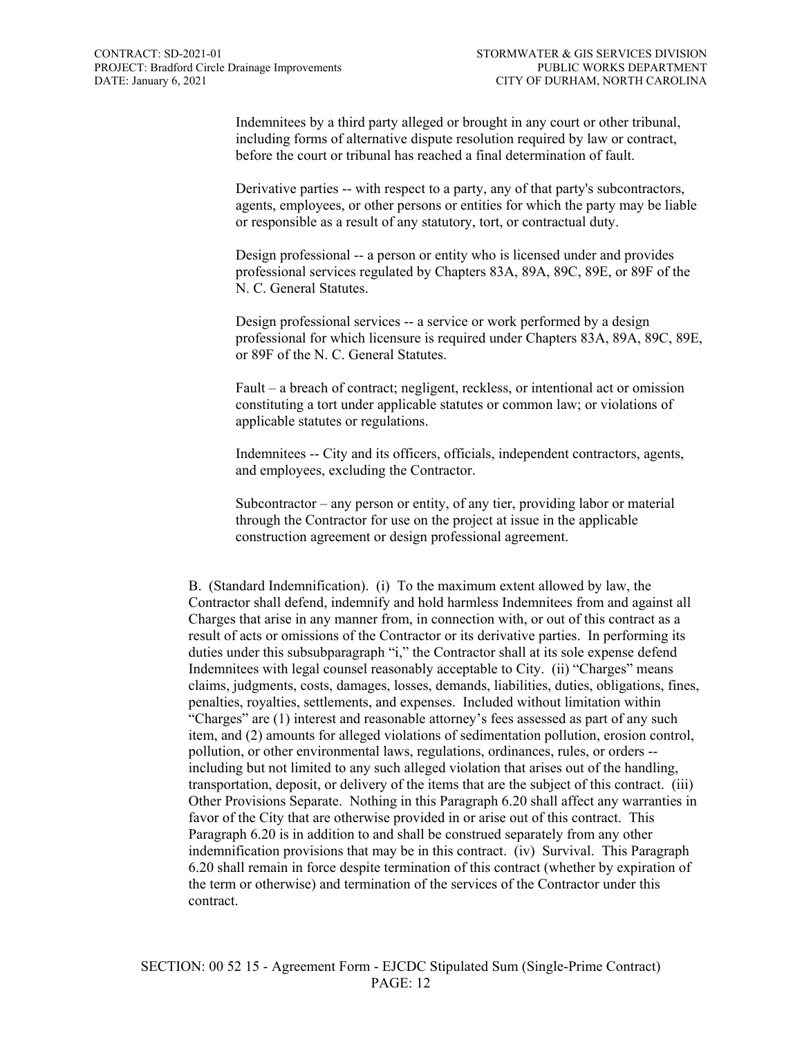Indemnitees by a third party alleged or brought in any court or other tribunal, including forms of alternative dispute resolution required by law or contract, before the court or tribunal has reached a final determination of fault.

Derivative parties -- with respect to a party, any of that party's subcontractors, agents, employees, or other persons or entities for which the party may be liable or responsible as a result of any statutory, tort, or contractual duty.

Design professional -- a person or entity who is licensed under and provides professional services regulated by Chapters 83A, 89A, 89C, 89E, or 89F of the N. C. General Statutes.

Design professional services -- a service or work performed by a design professional for which licensure is required under Chapters 83A, 89A, 89C, 89E, or 89F of the N. C. General Statutes.

Fault – a breach of contract; negligent, reckless, or intentional act or omission constituting a tort under applicable statutes or common law; or violations of applicable statutes or regulations.

Indemnitees -- City and its officers, officials, independent contractors, agents, and employees, excluding the Contractor.

Subcontractor – any person or entity, of any tier, providing labor or material through the Contractor for use on the project at issue in the applicable construction agreement or design professional agreement.

B. (Standard Indemnification). (i) To the maximum extent allowed by law, the Contractor shall defend, indemnify and hold harmless Indemnitees from and against all Charges that arise in any manner from, in connection with, or out of this contract as a result of acts or omissions of the Contractor or its derivative parties. In performing its duties under this subsubparagraph "i," the Contractor shall at its sole expense defend Indemnitees with legal counsel reasonably acceptable to City. (ii) "Charges" means claims, judgments, costs, damages, losses, demands, liabilities, duties, obligations, fines, penalties, royalties, settlements, and expenses. Included without limitation within "Charges" are (1) interest and reasonable attorney's fees assessed as part of any such item, and (2) amounts for alleged violations of sedimentation pollution, erosion control, pollution, or other environmental laws, regulations, ordinances, rules, or orders -- including but not limited to any such alleged violation that arises out of the handling, transportation, deposit, or delivery of the items that are the subject of this contract. (iii) Other Provisions Separate. Nothing in this Paragraph 6.20 shall affect any warranties in favor of the City that are otherwise provided in or arise out of this contract. This Paragraph 6.20 is in addition to and shall be construed separately from any other indemnification provisions that may be in this contract. (iv) Survival. This Paragraph 6.20 shall remain in force despite termination of this contract (whether by expiration of the term or otherwise) and termination of the services of the Contractor under this contract.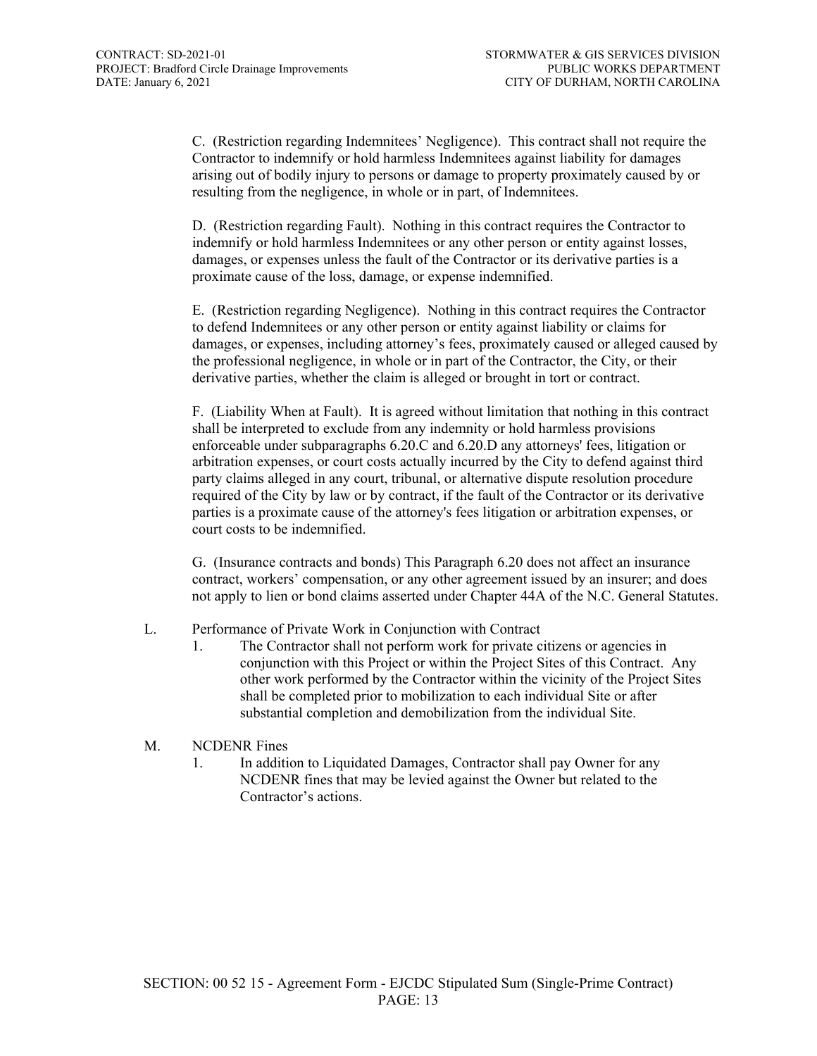C. (Restriction regarding Indemnitees' Negligence). This contract shall not require the Contractor to indemnify or hold harmless Indemnitees against liability for damages arising out of bodily injury to persons or damage to property proximately caused by or resulting from the negligence, in whole or in part, of Indemnitees.

D. (Restriction regarding Fault). Nothing in this contract requires the Contractor to indemnify or hold harmless Indemnitees or any other person or entity against losses, damages, or expenses unless the fault of the Contractor or its derivative parties is a proximate cause of the loss, damage, or expense indemnified.

E. (Restriction regarding Negligence). Nothing in this contract requires the Contractor to defend Indemnitees or any other person or entity against liability or claims for damages, or expenses, including attorney's fees, proximately caused or alleged caused by the professional negligence, in whole or in part of the Contractor, the City, or their derivative parties, whether the claim is alleged or brought in tort or contract.

F. (Liability When at Fault). It is agreed without limitation that nothing in this contract shall be interpreted to exclude from any indemnity or hold harmless provisions enforceable under subparagraphs 6.20.C and 6.20.D any attorneys' fees, litigation or arbitration expenses, or court costs actually incurred by the City to defend against third party claims alleged in any court, tribunal, or alternative dispute resolution procedure required of the City by law or by contract, if the fault of the Contractor or its derivative parties is a proximate cause of the attorney's fees litigation or arbitration expenses, or court costs to be indemnified.

G. (Insurance contracts and bonds) This Paragraph 6.20 does not affect an insurance contract, workers' compensation, or any other agreement issued by an insurer; and does not apply to lien or bond claims asserted under Chapter 44A of the N.C. General Statutes.

L. Performance of Private Work in Conjunction with Contract

1. The Contractor shall not perform work for private citizens or agencies in conjunction with this Project or within the Project Sites of this Contract. Any other work performed by the Contractor within the vicinity of the Project Sites shall be completed prior to mobilization to each individual Site or after substantial completion and demobilization from the individual Site.

M. NCDENR Fines

1. In addition to Liquidated Damages, Contractor shall pay Owner for any NCDENR fines that may be levied against the Owner but related to the Contractor's actions.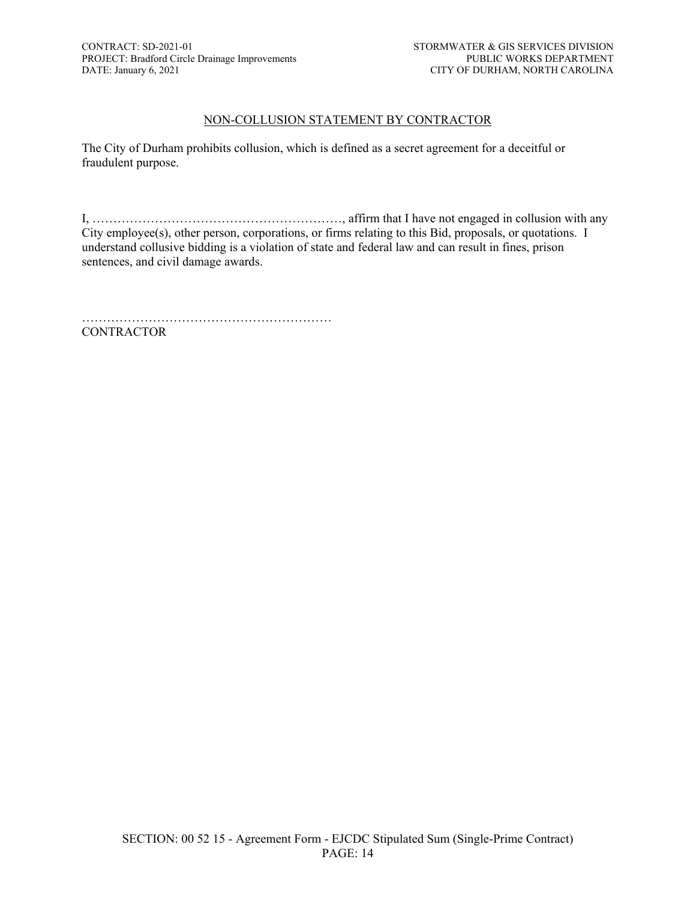## NON-COLLUSION STATEMENT BY CONTRACTOR

The City of Durham prohibits collusion, which is defined as a secret agreement for a deceitful or fraudulent purpose.

I, ……………………………………………………, affirm that I have not engaged in collusion with any City employee(s), other person, corporations, or firms relating to this Bid, proposals, or quotations. I understand collusive bidding is a violation of state and federal law and can result in fines, prison sentences, and civil damage awards.

……………………………………………………
CONTRACTOR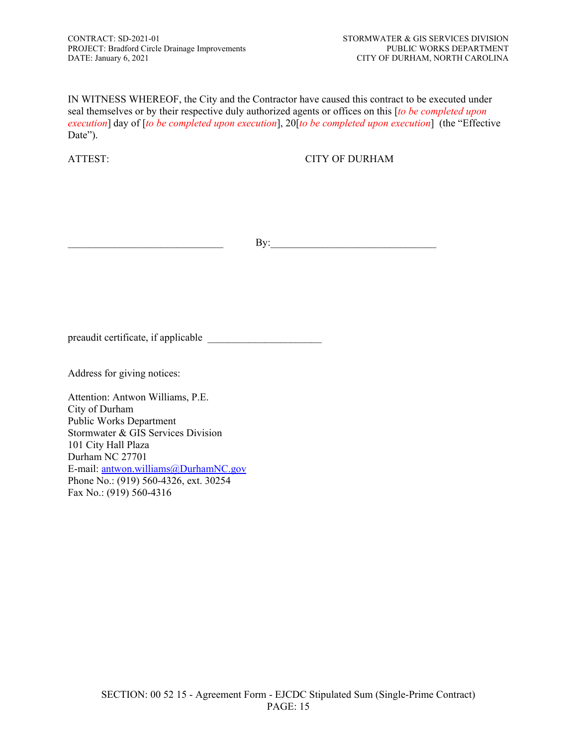IN WITNESS WHEREOF, the City and the Contractor have caused this contract to be executed under seal themselves or by their respective duly authorized agents or offices on this [*to be completed upon execution*] day of [*to be completed upon execution*], 20[*to be completed upon execution*] (the "Effective Date").

ATTEST: CITY OF DURHAM

_____________________________ By:_______________________________

preaudit certificate, if applicable _____________________

Address for giving notices:

Attention: Antwon Williams, P.E.
City of Durham
Public Works Department
Stormwater & GIS Services Division
101 City Hall Plaza
Durham NC 27701
E-mail: antwon.williams@DurhamNC.gov
Phone No.: (919) 560-4326, ext. 30254
Fax No.: (919) 560-4316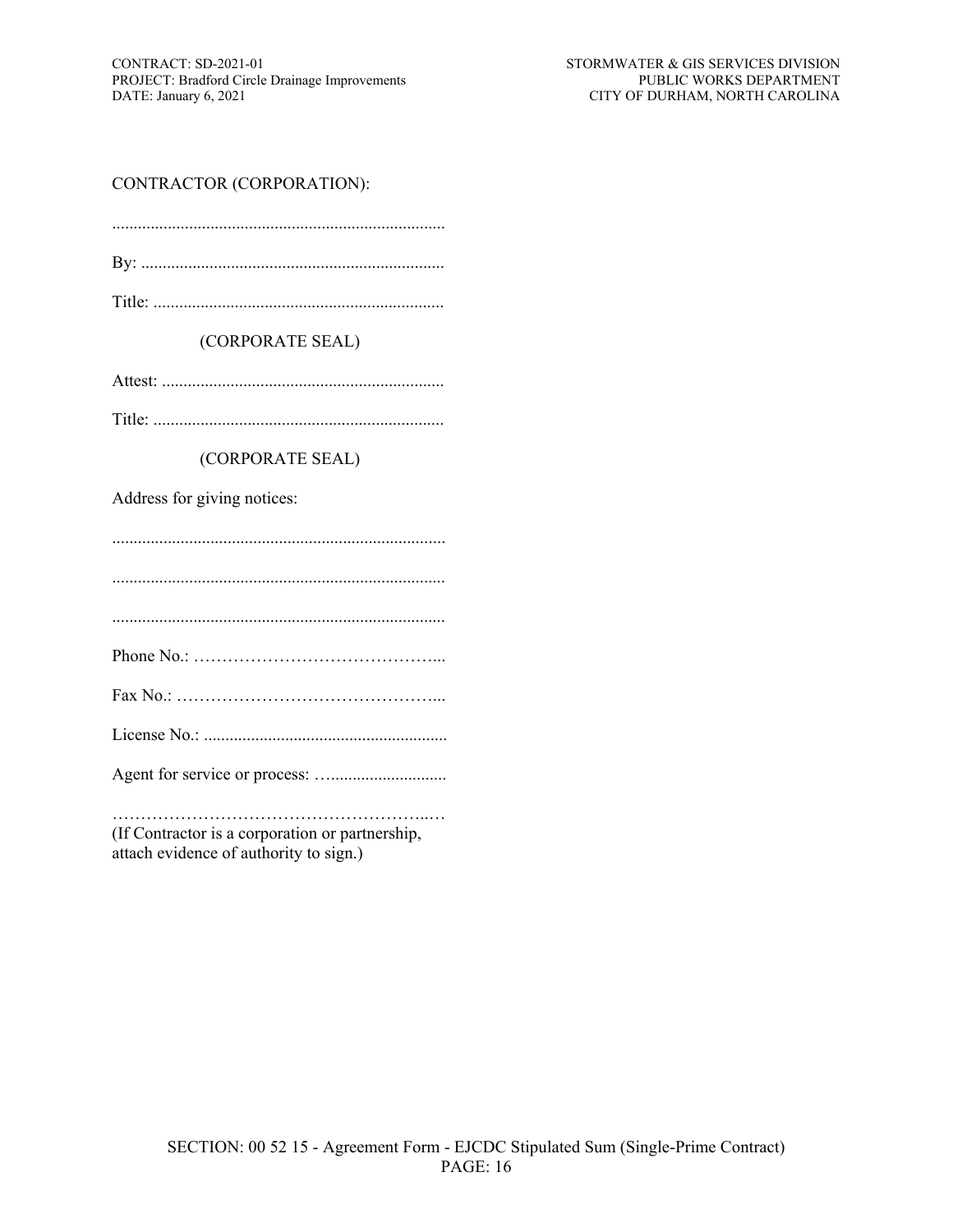CONTRACTOR (CORPORATION):

..............................................................................

By: .......................................................................

Title: ....................................................................

(CORPORATE SEAL)

Attest: ..................................................................

Title: ....................................................................

(CORPORATE SEAL)

Address for giving notices:

..............................................................................

..............................................................................

..............................................................................

Phone No.: …………………………………...

Fax No.: ………………………………………...

License No.: .........................................................

Agent for service or process: …..........................

………………………………………………..…
(If Contractor is a corporation or partnership, attach evidence of authority to sign.)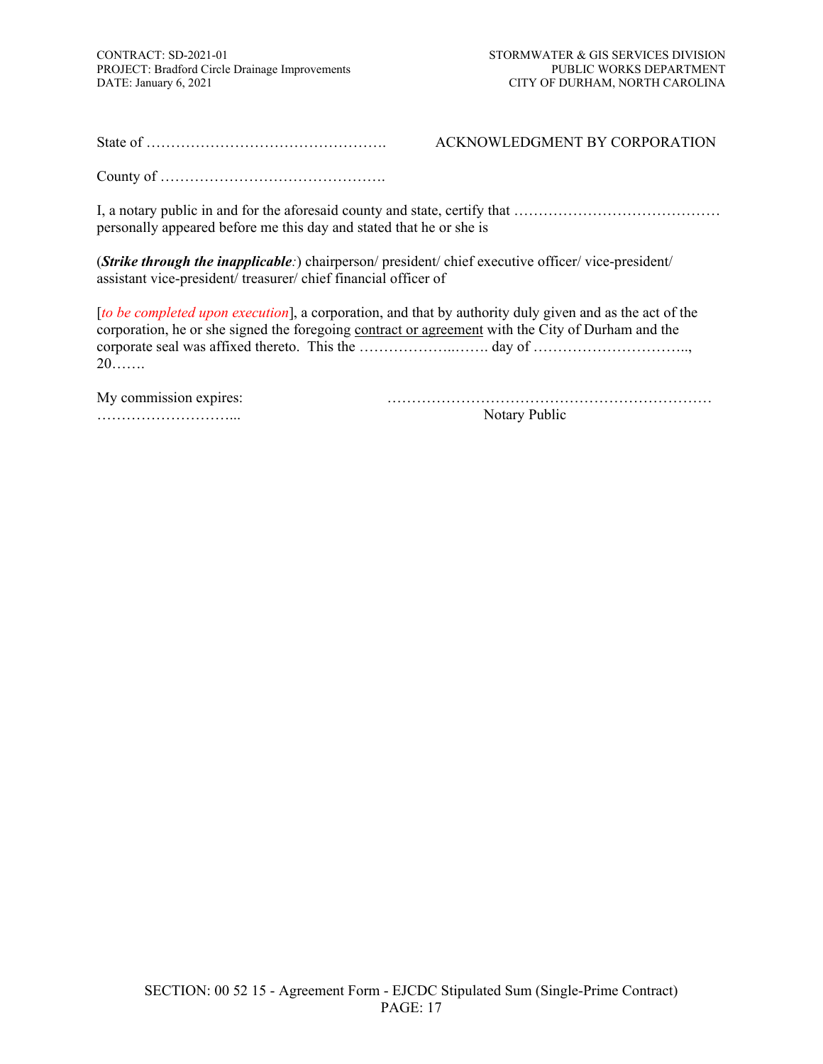State of ………………………………………….                ACKNOWLEDGMENT BY CORPORATION

County of ……………………………………….

I, a notary public in and for the aforesaid county and state, certify that …………………………………… personally appeared before me this day and stated that he or she is

(***Strike through the inapplicable****:*) chairperson/ president/ chief executive officer/ vice-president/ assistant vice-president/ treasurer/ chief financial officer of

[*to be completed upon execution*], a corporation, and that by authority duly given and as the act of the corporation, he or she signed the foregoing contract or agreement with the City of Durham and the corporate seal was affixed thereto. This the ………………..……. day of ………………………….., 20…….

My commission expires:                ………………………………………………………
………………………...                Notary Public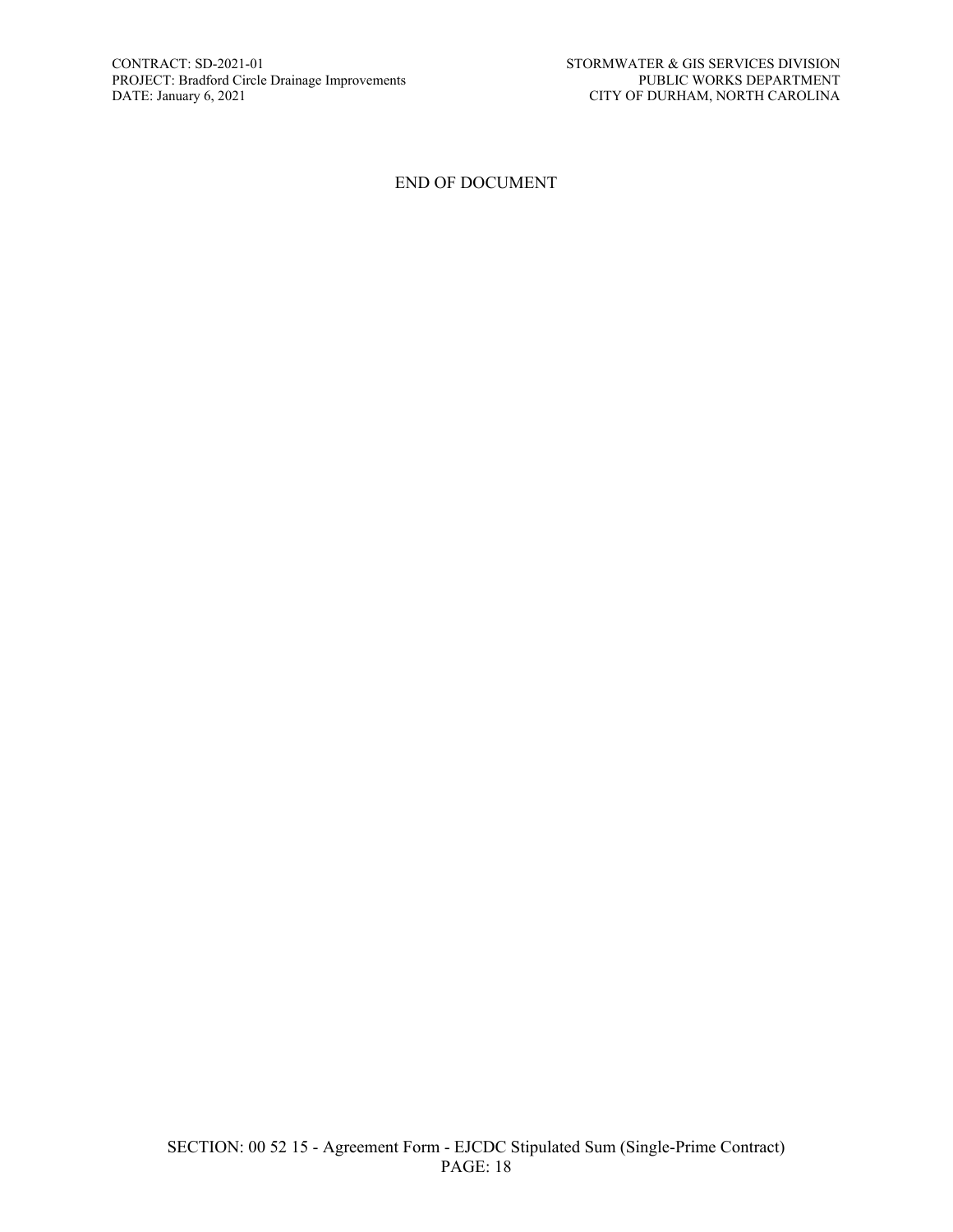END OF DOCUMENT